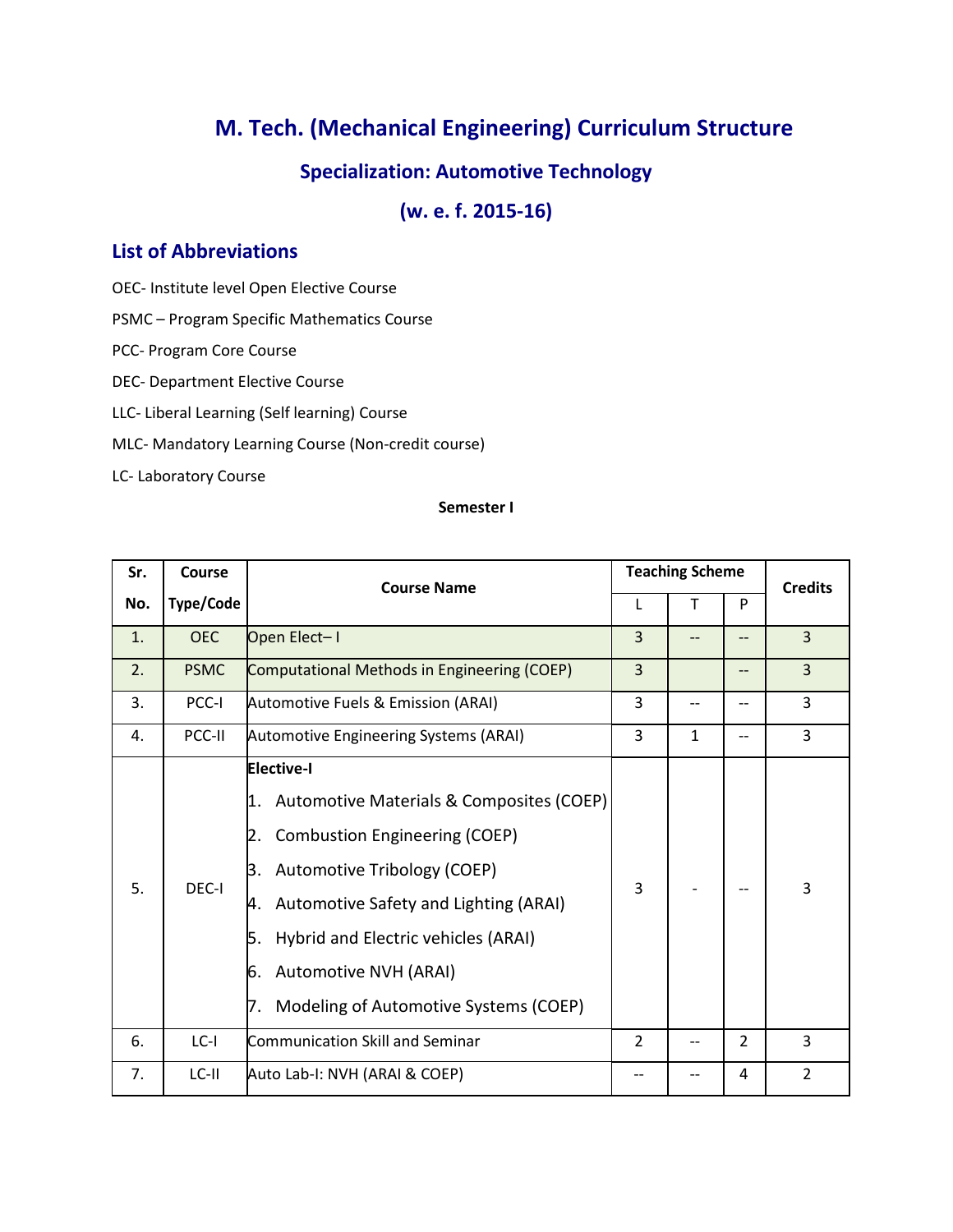# M. Tech. (Mechanical Engineering) Curriculum Structure

## Specialization: Automotive Technology

## (w. e. f. 2015-16)

### List of Abbreviations

OEC- Institute level Open Elective Course

PSMC – Program Specific Mathematics Course

PCC- Program Core Course

DEC- Department Elective Course

LLC- Liberal Learning (Self learning) Course

MLC- Mandatory Learning Course (Non-credit course)

LC- Laboratory Course

**Semester I**

| Sr. No. | Course Type/Code | Course Name | Teaching Scheme | | | Credits |
|---|---|---|---|---|---|---|
| | | | L | T | P | |
| 1. | OEC | Open Elect– I | 3 | -- | -- | 3 |
| 2. | PSMC | Computational Methods in Engineering (COEP) | 3 | | -- | 3 |
| 3. | PCC-I | Automotive Fuels & Emission (ARAI) | 3 | -- | -- | 3 |
| 4. | PCC-II | Automotive Engineering Systems (ARAI) | 3 | 1 | -- | 3 |
| 5. | DEC-I | **Elective-I**<br>1. Automotive Materials & Composites (COEP)<br>2. Combustion Engineering (COEP)<br>3. Automotive Tribology (COEP)<br>4. Automotive Safety and Lighting (ARAI)<br>5. Hybrid and Electric vehicles (ARAI)<br>6. Automotive NVH (ARAI)<br>7. Modeling of Automotive Systems (COEP) | 3 | - | -- | 3 |
| 6. | LC-I | Communication Skill and Seminar | 2 | -- | 2 | 3 |
| 7. | LC-II | Auto Lab-I: NVH (ARAI & COEP) | -- | -- | 4 | 2 |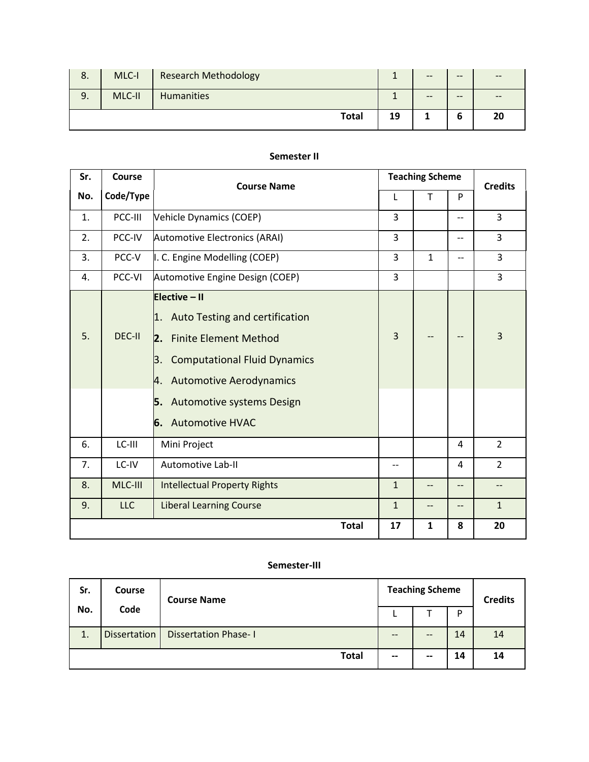| 8. | MLC-I | Research Methodology | 1 | -- | -- | -- |
|---|---|---|---|---|---|---|
| 9. | MLC-II | Humanities | 1 | -- | -- | -- |
| | | **Total** | **19** | **1** | **6** | **20** |

**Semester II**

| Sr. No. | Course Code/Type | Course Name | Teaching Scheme | | | Credits |
|---|---|---|---|---|---|---|
| | | | L | T | P | |
| 1. | PCC-III | Vehicle Dynamics (COEP) | 3 | | -- | 3 |
| 2. | PCC-IV | Automotive Electronics (ARAI) | 3 | | -- | 3 |
| 3. | PCC-V | I. C. Engine Modelling (COEP) | 3 | 1 | -- | 3 |
| 4. | PCC-VI | Automotive Engine Design (COEP) | 3 | | | 3 |
| 5. | DEC-II | **Elective – II**<br>1. Auto Testing and certification<br>**2.** Finite Element Method<br>3. Computational Fluid Dynamics<br>4. Automotive Aerodynamics<br>**5.** Automotive systems Design<br>**6.** Automotive HVAC | 3 | -- | -- | 3 |
| 6. | LC-III | Mini Project | | | 4 | 2 |
| 7. | LC-IV | Automotive Lab-II | -- | | 4 | 2 |
| 8. | MLC-III | Intellectual Property Rights | 1 | -- | -- | -- |
| 9. | LLC | Liberal Learning Course | 1 | -- | -- | 1 |
| | | **Total** | **17** | **1** | **8** | **20** |

**Semester-III**

| Sr. No. | Course Code | Course Name | Teaching Scheme | | | Credits |
|---|---|---|---|---|---|---|
| | | | L | T | P | |
| 1. | Dissertation | Dissertation Phase- I | -- | -- | 14 | 14 |
| | | **Total** | **--** | **--** | **14** | **14** |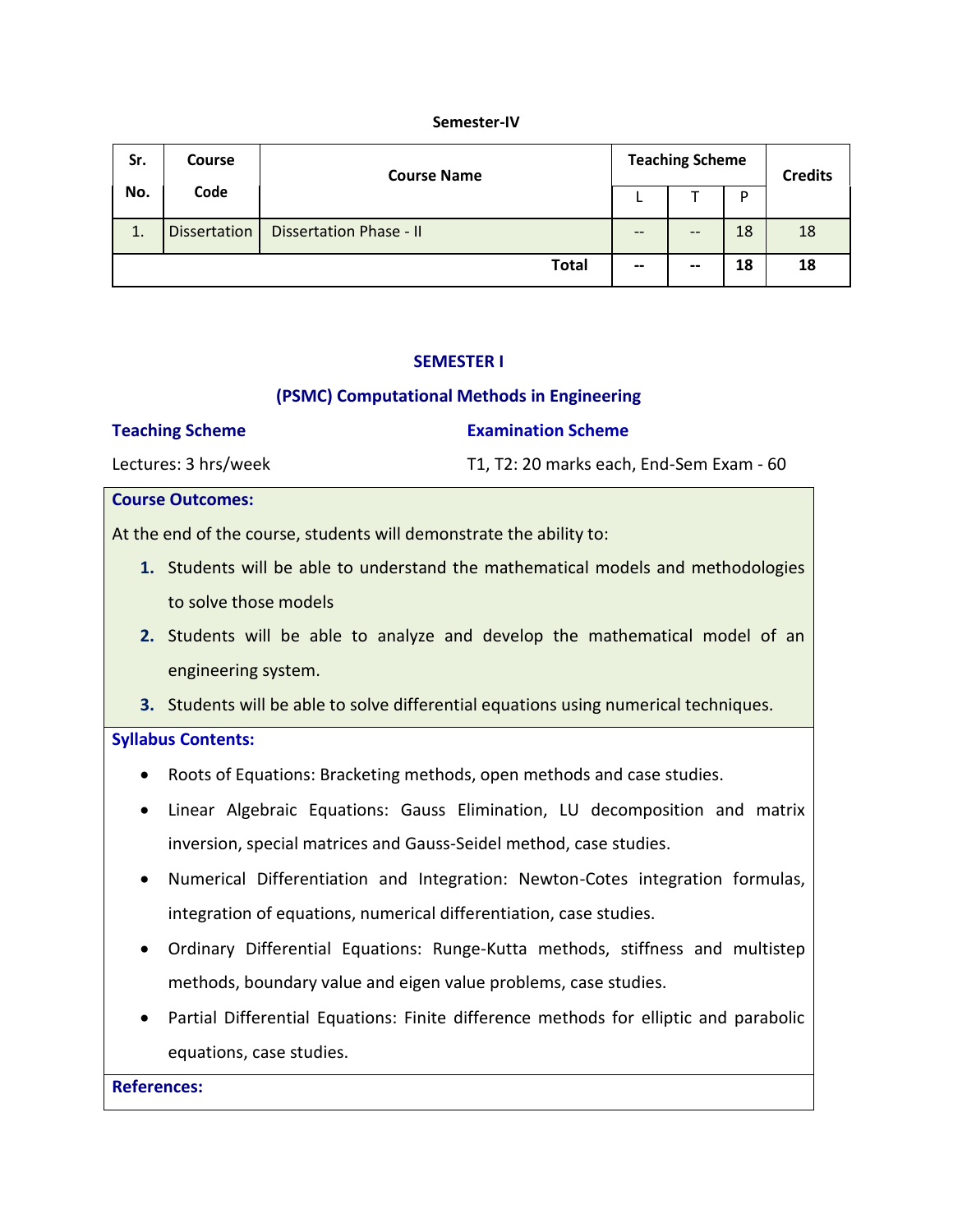**Semester-IV**

| Sr. No. | Course Code | Course Name | Teaching Scheme | | | Credits |
|---|---|---|---|---|---|---|
| | | | L | T | P | |
| 1. | Dissertation | Dissertation Phase - II | -- | -- | 18 | 18 |
| | | **Total** | **--** | **--** | **18** | **18** |

## SEMESTER I

### (PSMC) Computational Methods in Engineering

**Teaching Scheme**

Lectures: 3 hrs/week

**Examination Scheme**

T1, T2: 20 marks each, End-Sem Exam - 60

**Course Outcomes:**

At the end of the course, students will demonstrate the ability to:

1. Students will be able to understand the mathematical models and methodologies to solve those models
2. Students will be able to analyze and develop the mathematical model of an engineering system.
3. Students will be able to solve differential equations using numerical techniques.

**Syllabus Contents:**

- Roots of Equations: Bracketing methods, open methods and case studies.
- Linear Algebraic Equations: Gauss Elimination, LU decomposition and matrix inversion, special matrices and Gauss-Seidel method, case studies.
- Numerical Differentiation and Integration: Newton-Cotes integration formulas, integration of equations, numerical differentiation, case studies.
- Ordinary Differential Equations: Runge-Kutta methods, stiffness and multistep methods, boundary value and eigen value problems, case studies.
- Partial Differential Equations: Finite difference methods for elliptic and parabolic equations, case studies.

**References:**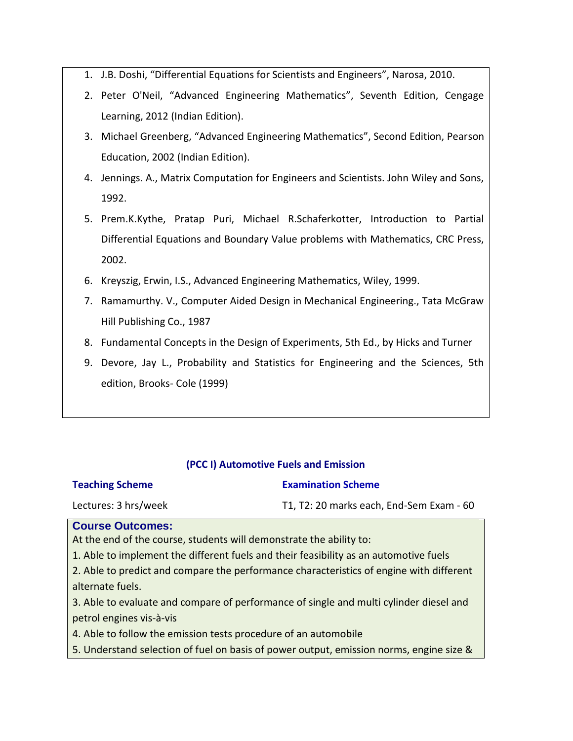1. J.B. Doshi, “Differential Equations for Scientists and Engineers”, Narosa, 2010.
2. Peter O'Neil, “Advanced Engineering Mathematics”, Seventh Edition, Cengage Learning, 2012 (Indian Edition).
3. Michael Greenberg, “Advanced Engineering Mathematics”, Second Edition, Pearson Education, 2002 (Indian Edition).
4. Jennings. A., Matrix Computation for Engineers and Scientists. John Wiley and Sons, 1992.
5. Prem.K.Kythe, Pratap Puri, Michael R.Schaferkotter, Introduction to Partial Differential Equations and Boundary Value problems with Mathematics, CRC Press, 2002.
6. Kreyszig, Erwin, I.S., Advanced Engineering Mathematics, Wiley, 1999.
7. Ramamurthy. V., Computer Aided Design in Mechanical Engineering., Tata McGraw Hill Publishing Co., 1987
8. Fundamental Concepts in the Design of Experiments, 5th Ed., by Hicks and Turner
9. Devore, Jay L., Probability and Statistics for Engineering and the Sciences, 5th edition, Brooks- Cole (1999)

## (PCC I) Automotive Fuels and Emission

| **Teaching Scheme** | **Examination Scheme** |
|---|---|
| Lectures: 3 hrs/week | T1, T2: 20 marks each, End-Sem Exam - 60 |

### Course Outcomes:

At the end of the course, students will demonstrate the ability to:

1. Able to implement the different fuels and their feasibility as an automotive fuels
2. Able to predict and compare the performance characteristics of engine with different alternate fuels.
3. Able to evaluate and compare of performance of single and multi cylinder diesel and petrol engines vis-à-vis
4. Able to follow the emission tests procedure of an automobile
5. Understand selection of fuel on basis of power output, emission norms, engine size &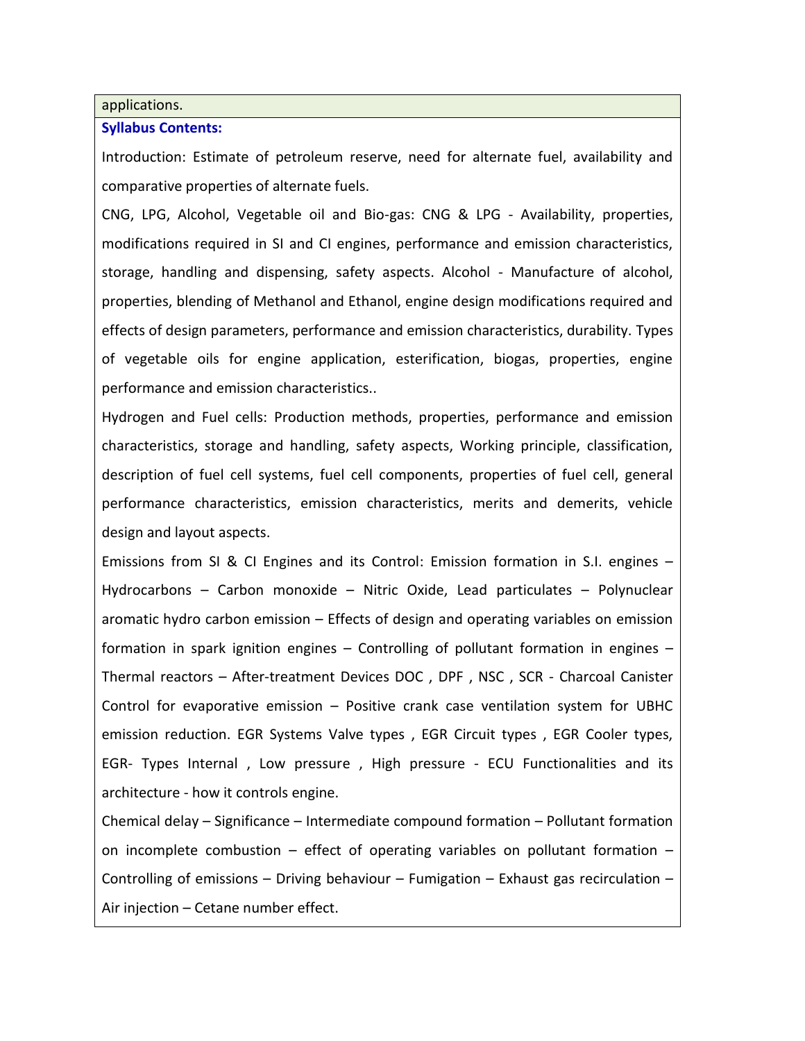applications.

**Syllabus Contents:**

Introduction: Estimate of petroleum reserve, need for alternate fuel, availability and comparative properties of alternate fuels.

CNG, LPG, Alcohol, Vegetable oil and Bio-gas: CNG & LPG - Availability, properties, modifications required in SI and CI engines, performance and emission characteristics, storage, handling and dispensing, safety aspects. Alcohol - Manufacture of alcohol, properties, blending of Methanol and Ethanol, engine design modifications required and effects of design parameters, performance and emission characteristics, durability. Types of vegetable oils for engine application, esterification, biogas, properties, engine performance and emission characteristics..

Hydrogen and Fuel cells: Production methods, properties, performance and emission characteristics, storage and handling, safety aspects, Working principle, classification, description of fuel cell systems, fuel cell components, properties of fuel cell, general performance characteristics, emission characteristics, merits and demerits, vehicle design and layout aspects.

Emissions from SI & CI Engines and its Control: Emission formation in S.I. engines – Hydrocarbons – Carbon monoxide – Nitric Oxide, Lead particulates – Polynuclear aromatic hydro carbon emission – Effects of design and operating variables on emission formation in spark ignition engines – Controlling of pollutant formation in engines – Thermal reactors – After-treatment Devices DOC , DPF , NSC , SCR - Charcoal Canister Control for evaporative emission – Positive crank case ventilation system for UBHC emission reduction. EGR Systems Valve types , EGR Circuit types , EGR Cooler types, EGR- Types Internal , Low pressure , High pressure - ECU Functionalities and its architecture - how it controls engine.

Chemical delay – Significance – Intermediate compound formation – Pollutant formation on incomplete combustion – effect of operating variables on pollutant formation – Controlling of emissions – Driving behaviour – Fumigation – Exhaust gas recirculation – Air injection – Cetane number effect.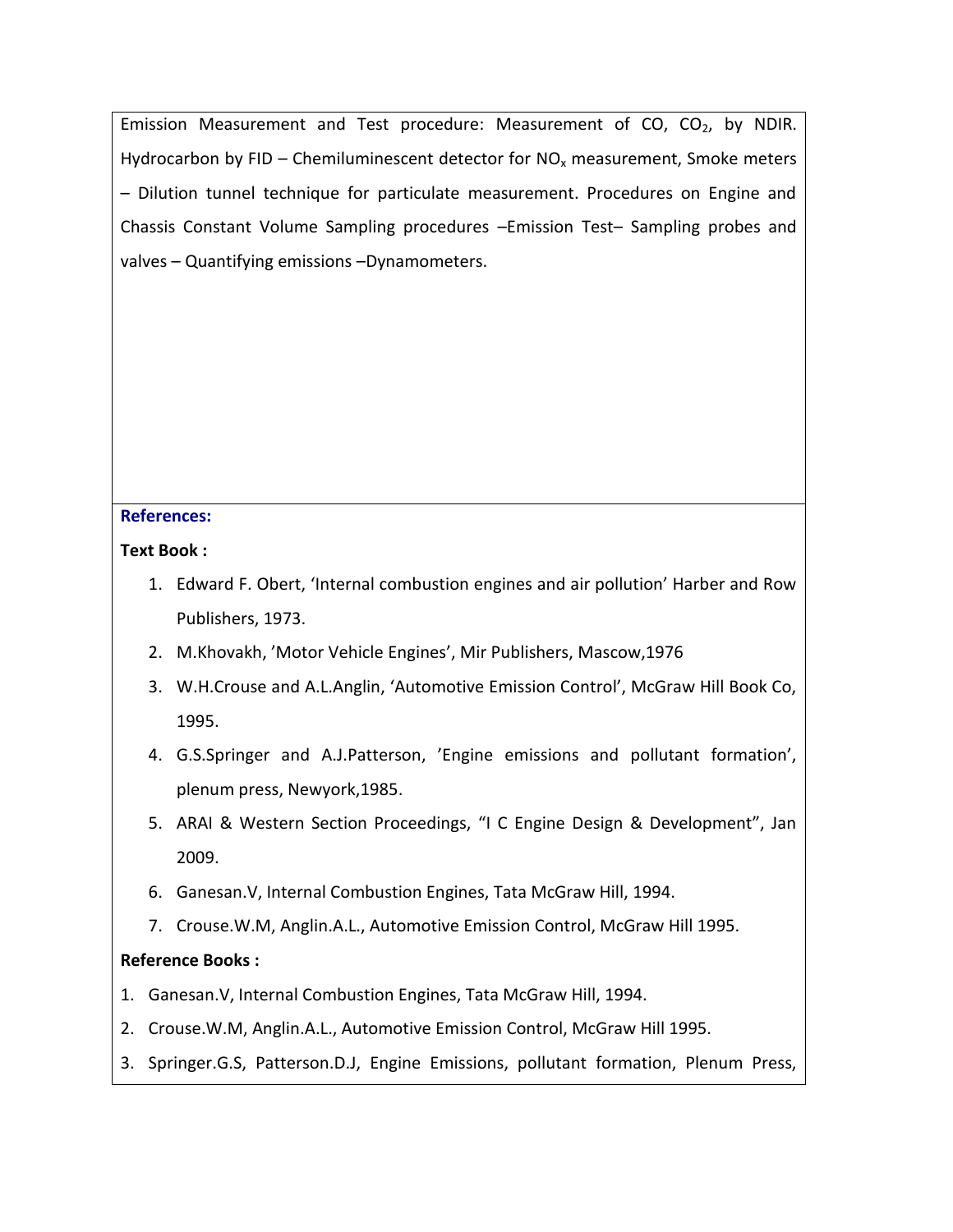Emission Measurement and Test procedure: Measurement of CO, $CO_2$, by NDIR. Hydrocarbon by FID – Chemiluminescent detector for $NO_x$ measurement, Smoke meters – Dilution tunnel technique for particulate measurement. Procedures on Engine and Chassis Constant Volume Sampling procedures –Emission Test– Sampling probes and valves – Quantifying emissions –Dynamometers.

**References:**

**Text Book :**

1. Edward F. Obert, 'Internal combustion engines and air pollution' Harber and Row Publishers, 1973.
2. M.Khovakh, 'Motor Vehicle Engines', Mir Publishers, Mascow,1976
3. W.H.Crouse and A.L.Anglin, 'Automotive Emission Control', McGraw Hill Book Co, 1995.
4. G.S.Springer and A.J.Patterson, 'Engine emissions and pollutant formation', plenum press, Newyork,1985.
5. ARAI & Western Section Proceedings, "I C Engine Design & Development", Jan 2009.
6. Ganesan.V, Internal Combustion Engines, Tata McGraw Hill, 1994.
7. Crouse.W.M, Anglin.A.L., Automotive Emission Control, McGraw Hill 1995.

**Reference Books :**

1. Ganesan.V, Internal Combustion Engines, Tata McGraw Hill, 1994.
2. Crouse.W.M, Anglin.A.L., Automotive Emission Control, McGraw Hill 1995.
3. Springer.G.S, Patterson.D.J, Engine Emissions, pollutant formation, Plenum Press,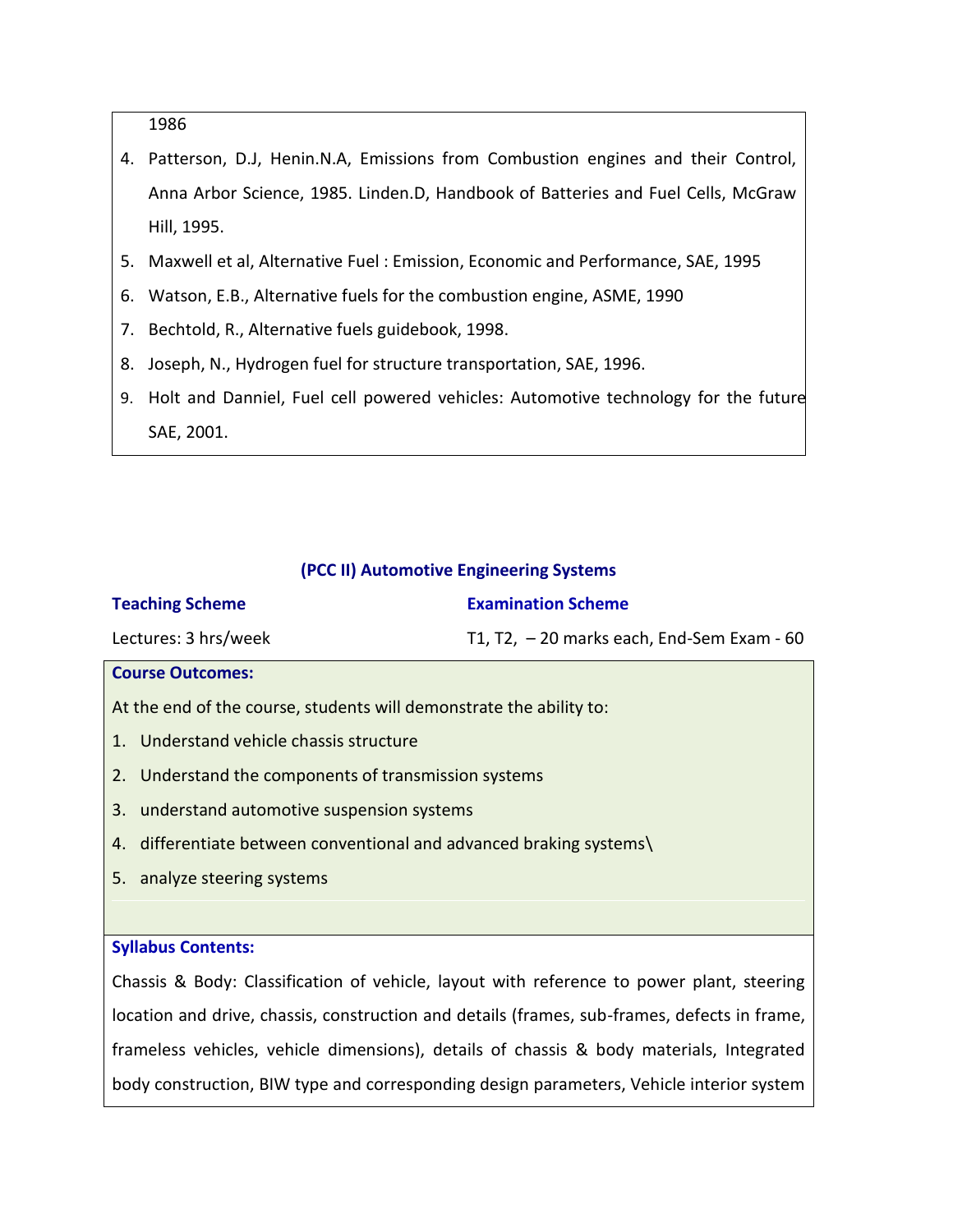1986

4. Patterson, D.J, Henin.N.A, Emissions from Combustion engines and their Control, Anna Arbor Science, 1985. Linden.D, Handbook of Batteries and Fuel Cells, McGraw Hill, 1995.
5. Maxwell et al, Alternative Fuel : Emission, Economic and Performance, SAE, 1995
6. Watson, E.B., Alternative fuels for the combustion engine, ASME, 1990
7. Bechtold, R., Alternative fuels guidebook, 1998.
8. Joseph, N., Hydrogen fuel for structure transportation, SAE, 1996.
9. Holt and Danniel, Fuel cell powered vehicles: Automotive technology for the future SAE, 2001.

## (PCC II) Automotive Engineering Systems

| **Teaching Scheme** | **Examination Scheme** |
|---|---|
| Lectures: 3 hrs/week | T1, T2, – 20 marks each, End-Sem Exam - 60 |

**Course Outcomes:**

At the end of the course, students will demonstrate the ability to:

1. Understand vehicle chassis structure
2. Understand the components of transmission systems
3. understand automotive suspension systems
4. differentiate between conventional and advanced braking systems\
5. analyze steering systems

**Syllabus Contents:**

Chassis & Body: Classification of vehicle, layout with reference to power plant, steering location and drive, chassis, construction and details (frames, sub-frames, defects in frame, frameless vehicles, vehicle dimensions), details of chassis & body materials, Integrated body construction, BIW type and corresponding design parameters, Vehicle interior system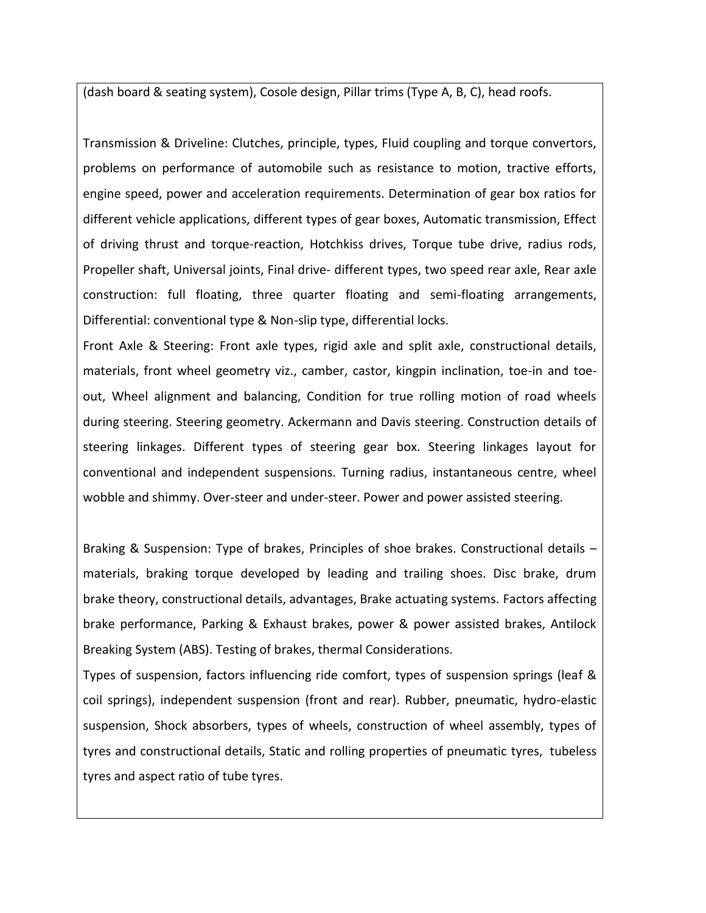(dash board & seating system), Cosole design, Pillar trims (Type A, B, C), head roofs.

Transmission & Driveline: Clutches, principle, types, Fluid coupling and torque convertors, problems on performance of automobile such as resistance to motion, tractive efforts, engine speed, power and acceleration requirements. Determination of gear box ratios for different vehicle applications, different types of gear boxes, Automatic transmission, Effect of driving thrust and torque-reaction, Hotchkiss drives, Torque tube drive, radius rods, Propeller shaft, Universal joints, Final drive- different types, two speed rear axle, Rear axle construction: full floating, three quarter floating and semi-floating arrangements, Differential: conventional type & Non-slip type, differential locks.

Front Axle & Steering: Front axle types, rigid axle and split axle, constructional details, materials, front wheel geometry viz., camber, castor, kingpin inclination, toe-in and toe-out, Wheel alignment and balancing, Condition for true rolling motion of road wheels during steering. Steering geometry. Ackermann and Davis steering. Construction details of steering linkages. Different types of steering gear box. Steering linkages layout for conventional and independent suspensions. Turning radius, instantaneous centre, wheel wobble and shimmy. Over-steer and under-steer. Power and power assisted steering.

Braking & Suspension: Type of brakes, Principles of shoe brakes. Constructional details – materials, braking torque developed by leading and trailing shoes. Disc brake, drum brake theory, constructional details, advantages, Brake actuating systems. Factors affecting brake performance, Parking & Exhaust brakes, power & power assisted brakes, Antilock Breaking System (ABS). Testing of brakes, thermal Considerations.

Types of suspension, factors influencing ride comfort, types of suspension springs (leaf & coil springs), independent suspension (front and rear). Rubber, pneumatic, hydro-elastic suspension, Shock absorbers, types of wheels, construction of wheel assembly, types of tyres and constructional details, Static and rolling properties of pneumatic tyres, tubeless tyres and aspect ratio of tube tyres.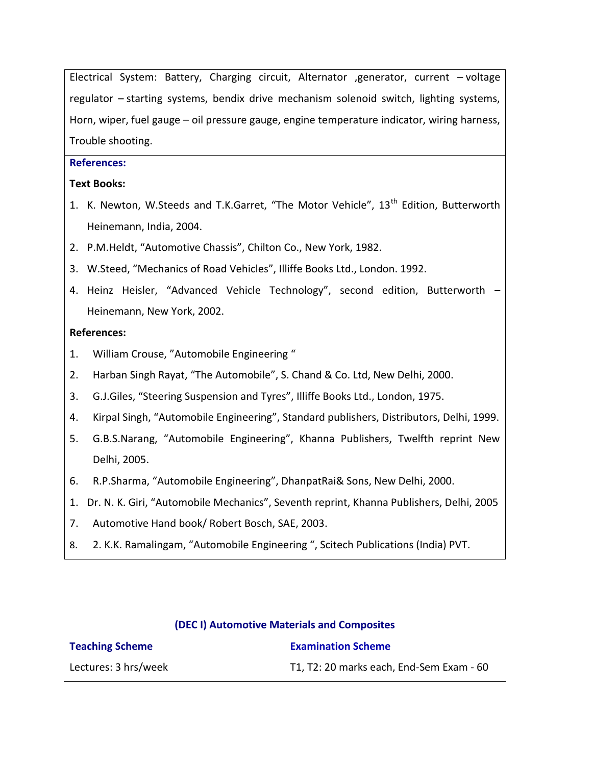Electrical System: Battery, Charging circuit, Alternator ,generator, current – voltage regulator – starting systems, bendix drive mechanism solenoid switch, lighting systems, Horn, wiper, fuel gauge – oil pressure gauge, engine temperature indicator, wiring harness, Trouble shooting.

**References:**

**Text Books:**

1. K. Newton, W.Steeds and T.K.Garret, "The Motor Vehicle", 13th Edition, Butterworth Heinemann, India, 2004.
2. P.M.Heldt, "Automotive Chassis", Chilton Co., New York, 1982.
3. W.Steed, "Mechanics of Road Vehicles", Illiffe Books Ltd., London. 1992.
4. Heinz Heisler, "Advanced Vehicle Technology", second edition, Butterworth – Heinemann, New York, 2002.

**References:**

1. William Crouse, "Automobile Engineering "
2. Harban Singh Rayat, "The Automobile", S. Chand & Co. Ltd, New Delhi, 2000.
3. G.J.Giles, "Steering Suspension and Tyres", Illiffe Books Ltd., London, 1975.
4. Kirpal Singh, "Automobile Engineering", Standard publishers, Distributors, Delhi, 1999.
5. G.B.S.Narang, "Automobile Engineering", Khanna Publishers, Twelfth reprint New Delhi, 2005.
6. R.P.Sharma, "Automobile Engineering", DhanpatRai& Sons, New Delhi, 2000.

1\. Dr. N. K. Giri, "Automobile Mechanics", Seventh reprint, Khanna Publishers, Delhi, 2005

7\. Automotive Hand book/ Robert Bosch, SAE, 2003.

8\. 2. K.K. Ramalingam, "Automobile Engineering ", Scitech Publications (India) PVT.

## (DEC I) Automotive Materials and Composites

| **Teaching Scheme** | **Examination Scheme** |
|---|---|
| Lectures: 3 hrs/week | T1, T2: 20 marks each, End-Sem Exam - 60 |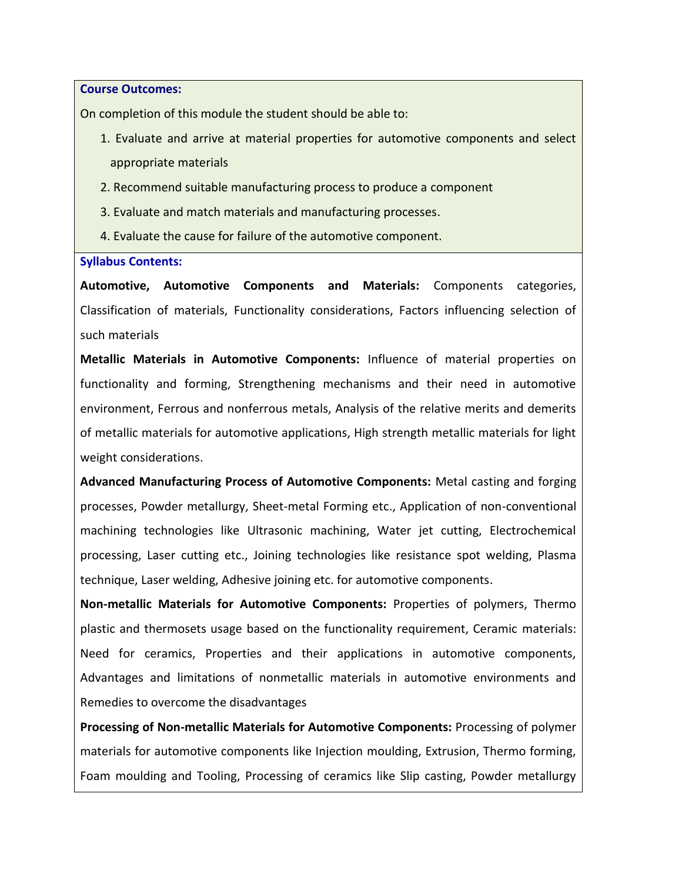**Course Outcomes:**

On completion of this module the student should be able to:

1. Evaluate and arrive at material properties for automotive components and select appropriate materials
2. Recommend suitable manufacturing process to produce a component
3. Evaluate and match materials and manufacturing processes.
4. Evaluate the cause for failure of the automotive component.

**Syllabus Contents:**

**Automotive, Automotive Components and Materials:** Components categories, Classification of materials, Functionality considerations, Factors influencing selection of such materials

**Metallic Materials in Automotive Components:** Influence of material properties on functionality and forming, Strengthening mechanisms and their need in automotive environment, Ferrous and nonferrous metals, Analysis of the relative merits and demerits of metallic materials for automotive applications, High strength metallic materials for light weight considerations.

**Advanced Manufacturing Process of Automotive Components:** Metal casting and forging processes, Powder metallurgy, Sheet-metal Forming etc., Application of non-conventional machining technologies like Ultrasonic machining, Water jet cutting, Electrochemical processing, Laser cutting etc., Joining technologies like resistance spot welding, Plasma technique, Laser welding, Adhesive joining etc. for automotive components.

**Non-metallic Materials for Automotive Components:** Properties of polymers, Thermo plastic and thermosets usage based on the functionality requirement, Ceramic materials: Need for ceramics, Properties and their applications in automotive components, Advantages and limitations of nonmetallic materials in automotive environments and Remedies to overcome the disadvantages

**Processing of Non-metallic Materials for Automotive Components:** Processing of polymer materials for automotive components like Injection moulding, Extrusion, Thermo forming, Foam moulding and Tooling, Processing of ceramics like Slip casting, Powder metallurgy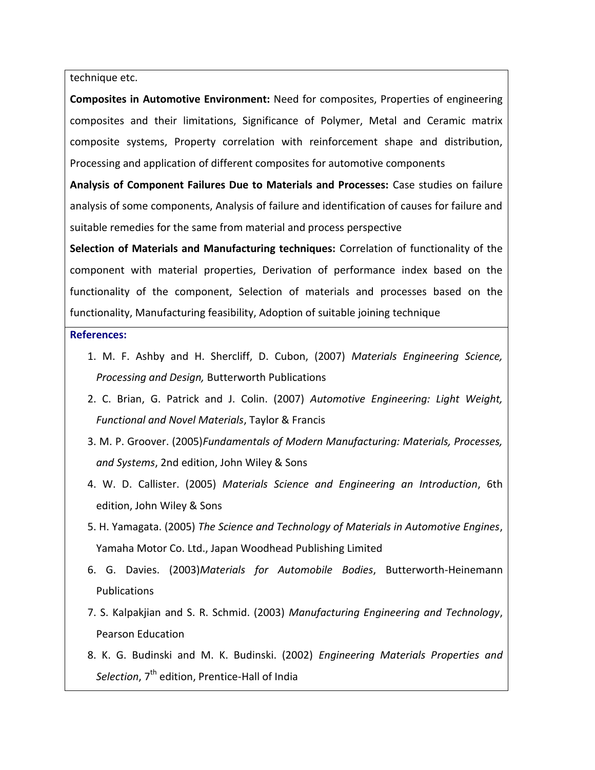technique etc.

**Composites in Automotive Environment:** Need for composites, Properties of engineering composites and their limitations, Significance of Polymer, Metal and Ceramic matrix composite systems, Property correlation with reinforcement shape and distribution, Processing and application of different composites for automotive components

**Analysis of Component Failures Due to Materials and Processes:** Case studies on failure analysis of some components, Analysis of failure and identification of causes for failure and suitable remedies for the same from material and process perspective

**Selection of Materials and Manufacturing techniques:** Correlation of functionality of the component with material properties, Derivation of performance index based on the functionality of the component, Selection of materials and processes based on the functionality, Manufacturing feasibility, Adoption of suitable joining technique

**References:**

1. M. F. Ashby and H. Shercliff, D. Cubon, (2007) *Materials Engineering Science, Processing and Design,* Butterworth Publications
2. C. Brian, G. Patrick and J. Colin. (2007) *Automotive Engineering: Light Weight, Functional and Novel Materials*, Taylor & Francis
3. M. P. Groover. (2005)*Fundamentals of Modern Manufacturing: Materials, Processes, and Systems*, 2nd edition, John Wiley & Sons
4. W. D. Callister. (2005) *Materials Science and Engineering an Introduction*, 6th edition, John Wiley & Sons
5. H. Yamagata. (2005) *The Science and Technology of Materials in Automotive Engines*, Yamaha Motor Co. Ltd., Japan Woodhead Publishing Limited
6. G. Davies. (2003)*Materials for Automobile Bodies*, Butterworth-Heinemann Publications
7. S. Kalpakjian and S. R. Schmid. (2003) *Manufacturing Engineering and Technology*, Pearson Education
8. K. G. Budinski and M. K. Budinski. (2002) *Engineering Materials Properties and Selection*, 7th edition, Prentice-Hall of India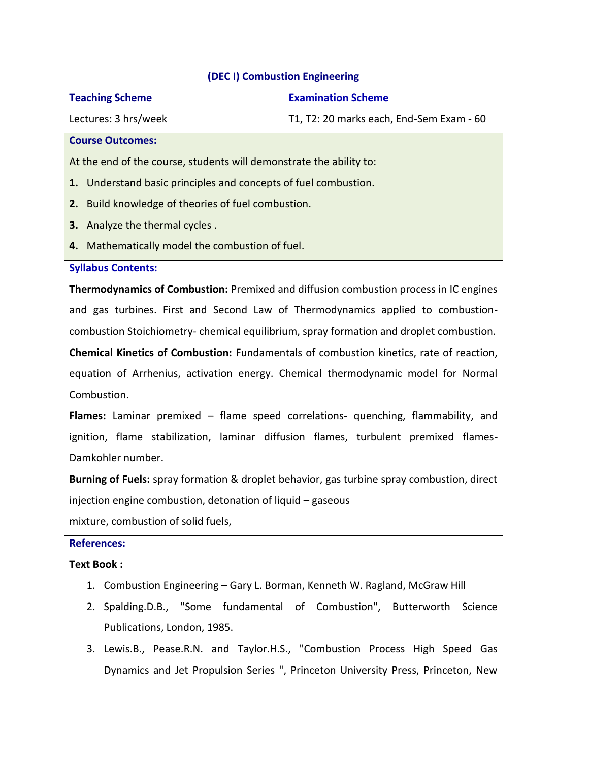## (DEC I) Combustion Engineering

**Teaching Scheme**

Lectures: 3 hrs/week

**Examination Scheme**

T1, T2: 20 marks each, End-Sem Exam - 60

**Course Outcomes:**

At the end of the course, students will demonstrate the ability to:

1. Understand basic principles and concepts of fuel combustion.
2. Build knowledge of theories of fuel combustion.
3. Analyze the thermal cycles .
4. Mathematically model the combustion of fuel.

**Syllabus Contents:**

**Thermodynamics of Combustion:** Premixed and diffusion combustion process in IC engines and gas turbines. First and Second Law of Thermodynamics applied to combustion- combustion Stoichiometry- chemical equilibrium, spray formation and droplet combustion.

**Chemical Kinetics of Combustion:** Fundamentals of combustion kinetics, rate of reaction, equation of Arrhenius, activation energy. Chemical thermodynamic model for Normal Combustion.

**Flames:** Laminar premixed – flame speed correlations- quenching, flammability, and ignition, flame stabilization, laminar diffusion flames, turbulent premixed flames- Damkohler number.

**Burning of Fuels:** spray formation & droplet behavior, gas turbine spray combustion, direct injection engine combustion, detonation of liquid – gaseous mixture, combustion of solid fuels,

**References:**

**Text Book :**

1. Combustion Engineering – Gary L. Borman, Kenneth W. Ragland, McGraw Hill
2. Spalding.D.B., "Some fundamental of Combustion", Butterworth Science Publications, London, 1985.
3. Lewis.B., Pease.R.N. and Taylor.H.S., "Combustion Process High Speed Gas Dynamics and Jet Propulsion Series ", Princeton University Press, Princeton, New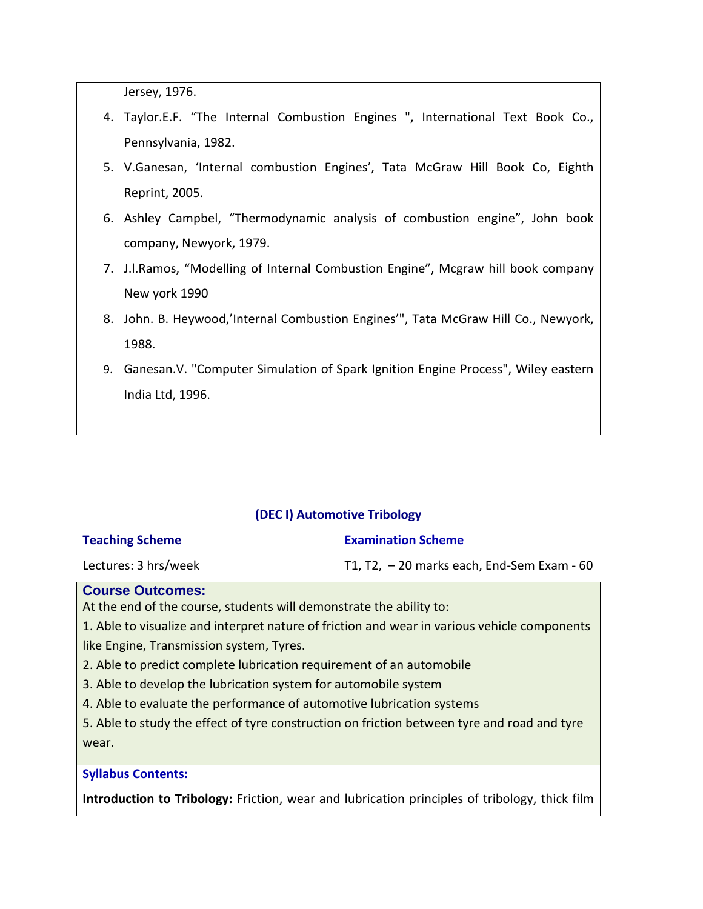Jersey, 1976.

4. Taylor.E.F. “The Internal Combustion Engines ", International Text Book Co., Pennsylvania, 1982.
5. V.Ganesan, ‘Internal combustion Engines’, Tata McGraw Hill Book Co, Eighth Reprint, 2005.
6. Ashley Campbel, “Thermodynamic analysis of combustion engine”, John book company, Newyork, 1979.
7. J.l.Ramos, “Modelling of Internal Combustion Engine”, Mcgraw hill book company New york 1990
8. John. B. Heywood,’Internal Combustion Engines’", Tata McGraw Hill Co., Newyork, 1988.
9. Ganesan.V. "Computer Simulation of Spark Ignition Engine Process", Wiley eastern India Ltd, 1996.

## (DEC I) Automotive Tribology

| **Teaching Scheme** | **Examination Scheme** |
|---|---|
| Lectures: 3 hrs/week | T1, T2, – 20 marks each, End-Sem Exam - 60 |

### Course Outcomes:

At the end of the course, students will demonstrate the ability to:

1. Able to visualize and interpret nature of friction and wear in various vehicle components like Engine, Transmission system, Tyres.
2. Able to predict complete lubrication requirement of an automobile
3. Able to develop the lubrication system for automobile system
4. Able to evaluate the performance of automotive lubrication systems
5. Able to study the effect of tyre construction on friction between tyre and road and tyre wear.

### Syllabus Contents:

**Introduction to Tribology:** Friction, wear and lubrication principles of tribology, thick film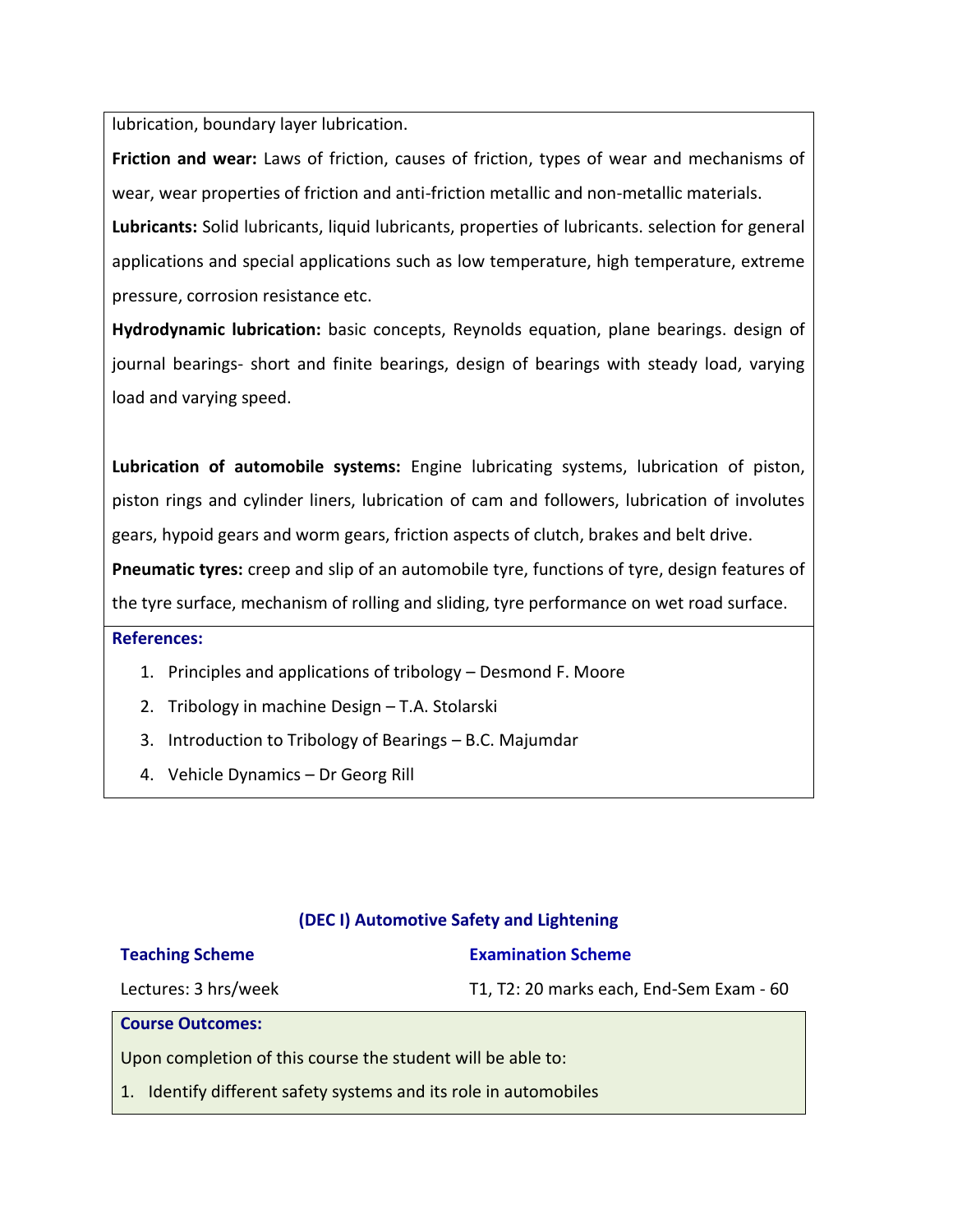lubrication, boundary layer lubrication.

**Friction and wear:** Laws of friction, causes of friction, types of wear and mechanisms of wear, wear properties of friction and anti-friction metallic and non-metallic materials.

**Lubricants:** Solid lubricants, liquid lubricants, properties of lubricants. selection for general applications and special applications such as low temperature, high temperature, extreme pressure, corrosion resistance etc.

**Hydrodynamic lubrication:** basic concepts, Reynolds equation, plane bearings. design of journal bearings- short and finite bearings, design of bearings with steady load, varying load and varying speed.

**Lubrication of automobile systems:** Engine lubricating systems, lubrication of piston, piston rings and cylinder liners, lubrication of cam and followers, lubrication of involutes gears, hypoid gears and worm gears, friction aspects of clutch, brakes and belt drive.

**Pneumatic tyres:** creep and slip of an automobile tyre, functions of tyre, design features of the tyre surface, mechanism of rolling and sliding, tyre performance on wet road surface.

**References:**

1. Principles and applications of tribology – Desmond F. Moore
2. Tribology in machine Design – T.A. Stolarski
3. Introduction to Tribology of Bearings – B.C. Majumdar
4. Vehicle Dynamics – Dr Georg Rill

## (DEC I) Automotive Safety and Lightening

| **Teaching Scheme** | **Examination Scheme** |
|---|---|
| Lectures: 3 hrs/week | T1, T2: 20 marks each, End-Sem Exam - 60 |

**Course Outcomes:**

Upon completion of this course the student will be able to:

1. Identify different safety systems and its role in automobiles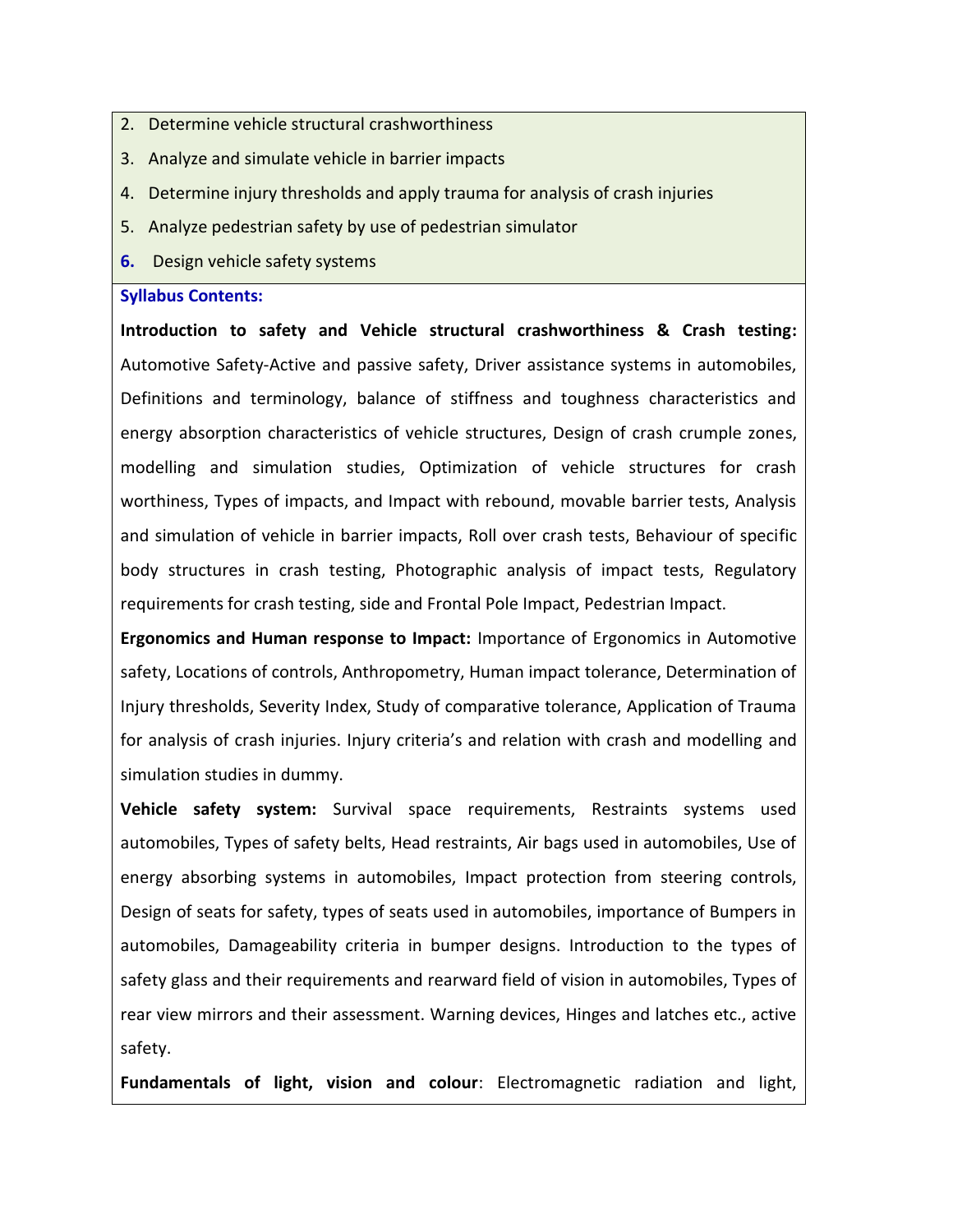2. Determine vehicle structural crashworthiness
3. Analyze and simulate vehicle in barrier impacts
4. Determine injury thresholds and apply trauma for analysis of crash injuries
5. Analyze pedestrian safety by use of pedestrian simulator
6. Design vehicle safety systems

**Syllabus Contents:**

**Introduction to safety and Vehicle structural crashworthiness & Crash testing:** Automotive Safety-Active and passive safety, Driver assistance systems in automobiles, Definitions and terminology, balance of stiffness and toughness characteristics and energy absorption characteristics of vehicle structures, Design of crash crumple zones, modelling and simulation studies, Optimization of vehicle structures for crash worthiness, Types of impacts, and Impact with rebound, movable barrier tests, Analysis and simulation of vehicle in barrier impacts, Roll over crash tests, Behaviour of specific body structures in crash testing, Photographic analysis of impact tests, Regulatory requirements for crash testing, side and Frontal Pole Impact, Pedestrian Impact.

**Ergonomics and Human response to Impact:** Importance of Ergonomics in Automotive safety, Locations of controls, Anthropometry, Human impact tolerance, Determination of Injury thresholds, Severity Index, Study of comparative tolerance, Application of Trauma for analysis of crash injuries. Injury criteria's and relation with crash and modelling and simulation studies in dummy.

**Vehicle safety system:** Survival space requirements, Restraints systems used automobiles, Types of safety belts, Head restraints, Air bags used in automobiles, Use of energy absorbing systems in automobiles, Impact protection from steering controls, Design of seats for safety, types of seats used in automobiles, importance of Bumpers in automobiles, Damageability criteria in bumper designs. Introduction to the types of safety glass and their requirements and rearward field of vision in automobiles, Types of rear view mirrors and their assessment. Warning devices, Hinges and latches etc., active safety.

**Fundamentals of light, vision and colour**: Electromagnetic radiation and light,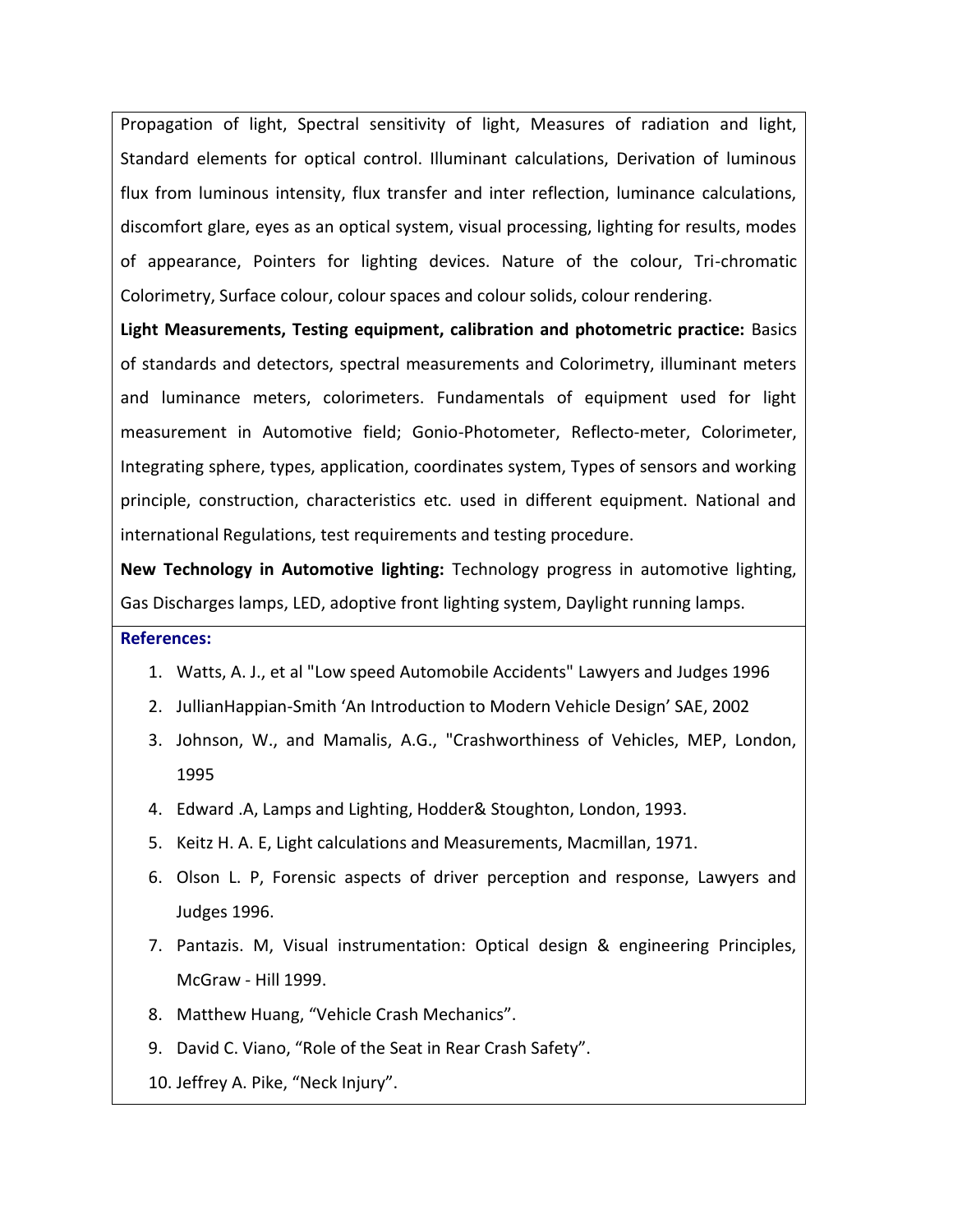Propagation of light, Spectral sensitivity of light, Measures of radiation and light, Standard elements for optical control. Illuminant calculations, Derivation of luminous flux from luminous intensity, flux transfer and inter reflection, luminance calculations, discomfort glare, eyes as an optical system, visual processing, lighting for results, modes of appearance, Pointers for lighting devices. Nature of the colour, Tri-chromatic Colorimetry, Surface colour, colour spaces and colour solids, colour rendering.

**Light Measurements, Testing equipment, calibration and photometric practice:** Basics of standards and detectors, spectral measurements and Colorimetry, illuminant meters and luminance meters, colorimeters. Fundamentals of equipment used for light measurement in Automotive field; Gonio-Photometer, Reflecto-meter, Colorimeter, Integrating sphere, types, application, coordinates system, Types of sensors and working principle, construction, characteristics etc. used in different equipment. National and international Regulations, test requirements and testing procedure.

**New Technology in Automotive lighting:** Technology progress in automotive lighting, Gas Discharges lamps, LED, adoptive front lighting system, Daylight running lamps.

**References:**

1. Watts, A. J., et al "Low speed Automobile Accidents" Lawyers and Judges 1996
2. JullianHappian-Smith 'An Introduction to Modern Vehicle Design' SAE, 2002
3. Johnson, W., and Mamalis, A.G., "Crashworthiness of Vehicles, MEP, London, 1995
4. Edward .A, Lamps and Lighting, Hodder& Stoughton, London, 1993.
5. Keitz H. A. E, Light calculations and Measurements, Macmillan, 1971.
6. Olson L. P, Forensic aspects of driver perception and response, Lawyers and Judges 1996.
7. Pantazis. M, Visual instrumentation: Optical design & engineering Principles, McGraw - Hill 1999.
8. Matthew Huang, "Vehicle Crash Mechanics".
9. David C. Viano, "Role of the Seat in Rear Crash Safety".
10. Jeffrey A. Pike, "Neck Injury".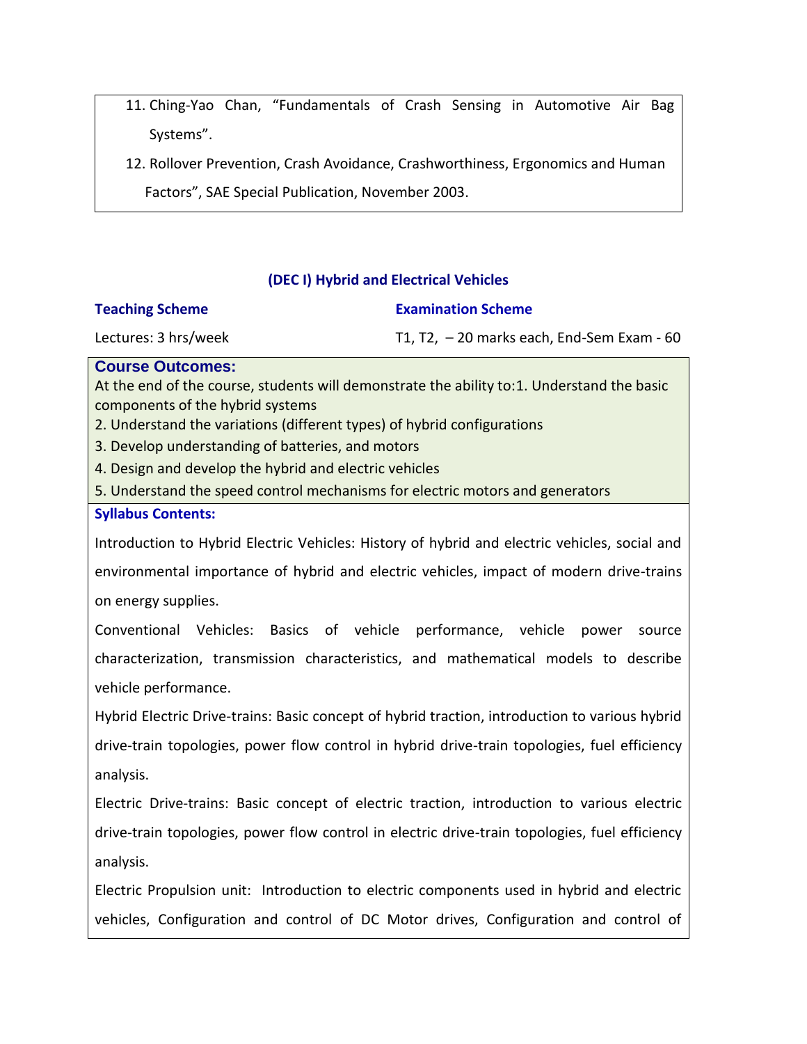11. Ching-Yao Chan, "Fundamentals of Crash Sensing in Automotive Air Bag Systems".
12. Rollover Prevention, Crash Avoidance, Crashworthiness, Ergonomics and Human Factors", SAE Special Publication, November 2003.

## (DEC I) Hybrid and Electrical Vehicles

| **Teaching Scheme** | **Examination Scheme** |
|---|---|
| Lectures: 3 hrs/week | T1, T2, – 20 marks each, End-Sem Exam - 60 |

**Course Outcomes:**

At the end of the course, students will demonstrate the ability to:1. Understand the basic components of the hybrid systems

2. Understand the variations (different types) of hybrid configurations
3. Develop understanding of batteries, and motors
4. Design and develop the hybrid and electric vehicles
5. Understand the speed control mechanisms for electric motors and generators

**Syllabus Contents:**

Introduction to Hybrid Electric Vehicles: History of hybrid and electric vehicles, social and environmental importance of hybrid and electric vehicles, impact of modern drive-trains on energy supplies.

Conventional Vehicles: Basics of vehicle performance, vehicle power source characterization, transmission characteristics, and mathematical models to describe vehicle performance.

Hybrid Electric Drive-trains: Basic concept of hybrid traction, introduction to various hybrid drive-train topologies, power flow control in hybrid drive-train topologies, fuel efficiency analysis.

Electric Drive-trains: Basic concept of electric traction, introduction to various electric drive-train topologies, power flow control in electric drive-train topologies, fuel efficiency analysis.

Electric Propulsion unit: Introduction to electric components used in hybrid and electric vehicles, Configuration and control of DC Motor drives, Configuration and control of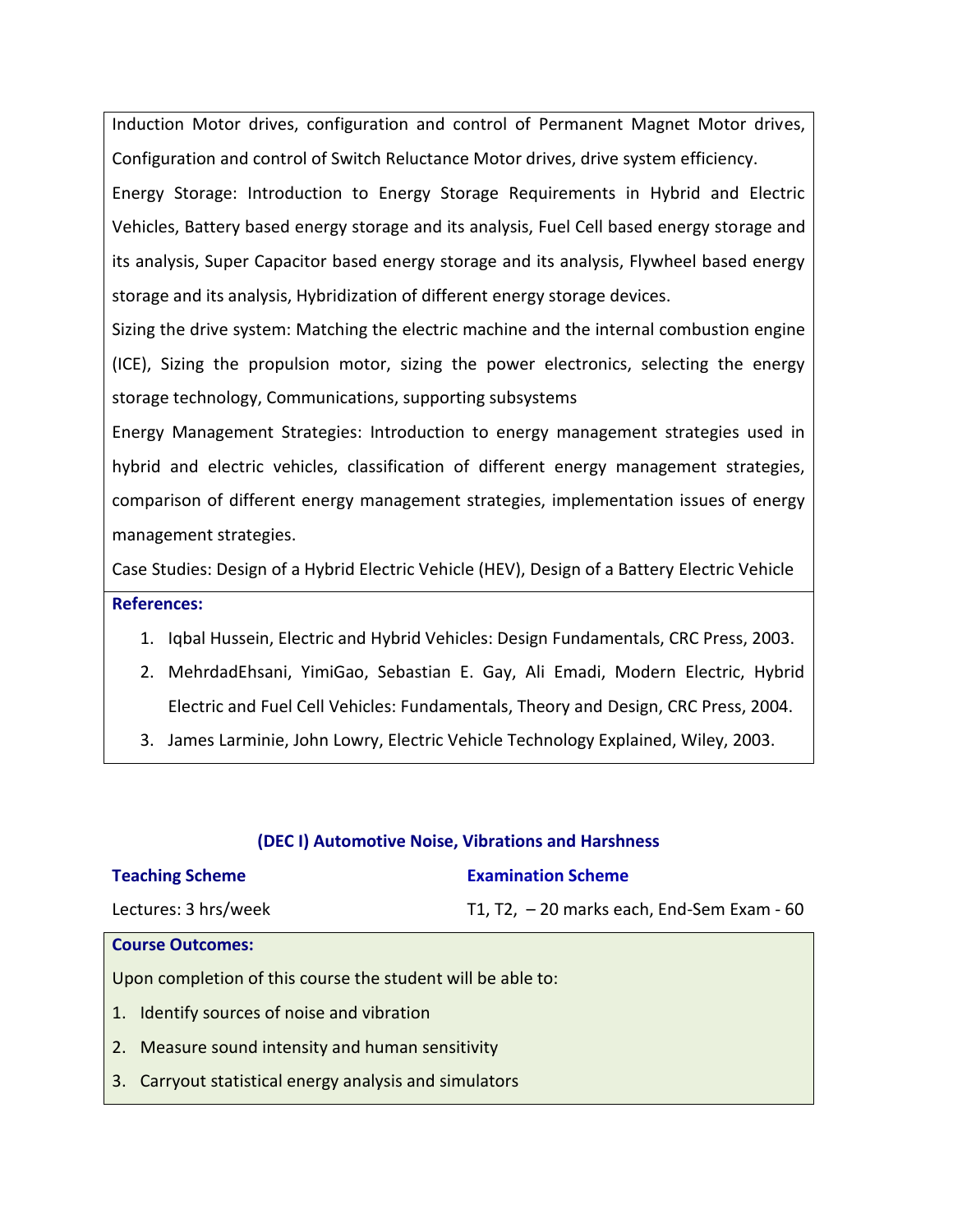Induction Motor drives, configuration and control of Permanent Magnet Motor drives, Configuration and control of Switch Reluctance Motor drives, drive system efficiency.

Energy Storage: Introduction to Energy Storage Requirements in Hybrid and Electric Vehicles, Battery based energy storage and its analysis, Fuel Cell based energy storage and its analysis, Super Capacitor based energy storage and its analysis, Flywheel based energy storage and its analysis, Hybridization of different energy storage devices.

Sizing the drive system: Matching the electric machine and the internal combustion engine (ICE), Sizing the propulsion motor, sizing the power electronics, selecting the energy storage technology, Communications, supporting subsystems

Energy Management Strategies: Introduction to energy management strategies used in hybrid and electric vehicles, classification of different energy management strategies, comparison of different energy management strategies, implementation issues of energy management strategies.

Case Studies: Design of a Hybrid Electric Vehicle (HEV), Design of a Battery Electric Vehicle

**References:**

1. Iqbal Hussein, Electric and Hybrid Vehicles: Design Fundamentals, CRC Press, 2003.
2. MehrdadEhsani, YimiGao, Sebastian E. Gay, Ali Emadi, Modern Electric, Hybrid Electric and Fuel Cell Vehicles: Fundamentals, Theory and Design, CRC Press, 2004.
3. James Larminie, John Lowry, Electric Vehicle Technology Explained, Wiley, 2003.

## (DEC I) Automotive Noise, Vibrations and Harshness

| **Teaching Scheme** | **Examination Scheme** |
| --- | --- |
| Lectures: 3 hrs/week | T1, T2, – 20 marks each, End-Sem Exam - 60 |

**Course Outcomes:**

Upon completion of this course the student will be able to:

1. Identify sources of noise and vibration
2. Measure sound intensity and human sensitivity
3. Carryout statistical energy analysis and simulators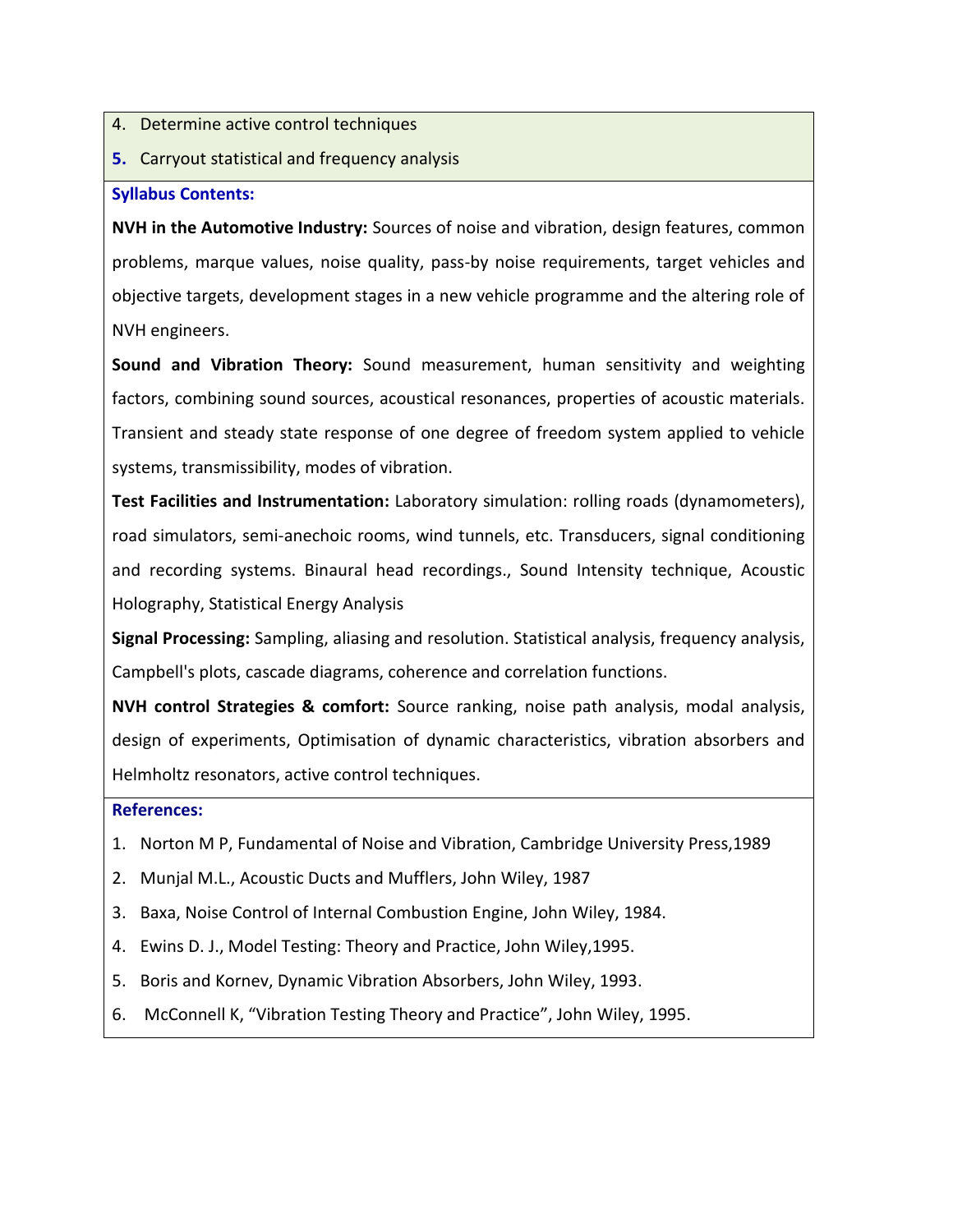4. Determine active control techniques
5. Carryout statistical and frequency analysis

**Syllabus Contents:**

**NVH in the Automotive Industry:** Sources of noise and vibration, design features, common problems, marque values, noise quality, pass-by noise requirements, target vehicles and objective targets, development stages in a new vehicle programme and the altering role of NVH engineers.

**Sound and Vibration Theory:** Sound measurement, human sensitivity and weighting factors, combining sound sources, acoustical resonances, properties of acoustic materials. Transient and steady state response of one degree of freedom system applied to vehicle systems, transmissibility, modes of vibration.

**Test Facilities and Instrumentation:** Laboratory simulation: rolling roads (dynamometers), road simulators, semi-anechoic rooms, wind tunnels, etc. Transducers, signal conditioning and recording systems. Binaural head recordings., Sound Intensity technique, Acoustic Holography, Statistical Energy Analysis

**Signal Processing:** Sampling, aliasing and resolution. Statistical analysis, frequency analysis, Campbell's plots, cascade diagrams, coherence and correlation functions.

**NVH control Strategies & comfort:** Source ranking, noise path analysis, modal analysis, design of experiments, Optimisation of dynamic characteristics, vibration absorbers and Helmholtz resonators, active control techniques.

**References:**

1. Norton M P, Fundamental of Noise and Vibration, Cambridge University Press,1989
2. Munjal M.L., Acoustic Ducts and Mufflers, John Wiley, 1987
3. Baxa, Noise Control of Internal Combustion Engine, John Wiley, 1984.
4. Ewins D. J., Model Testing: Theory and Practice, John Wiley,1995.
5. Boris and Kornev, Dynamic Vibration Absorbers, John Wiley, 1993.
6. McConnell K, "Vibration Testing Theory and Practice", John Wiley, 1995.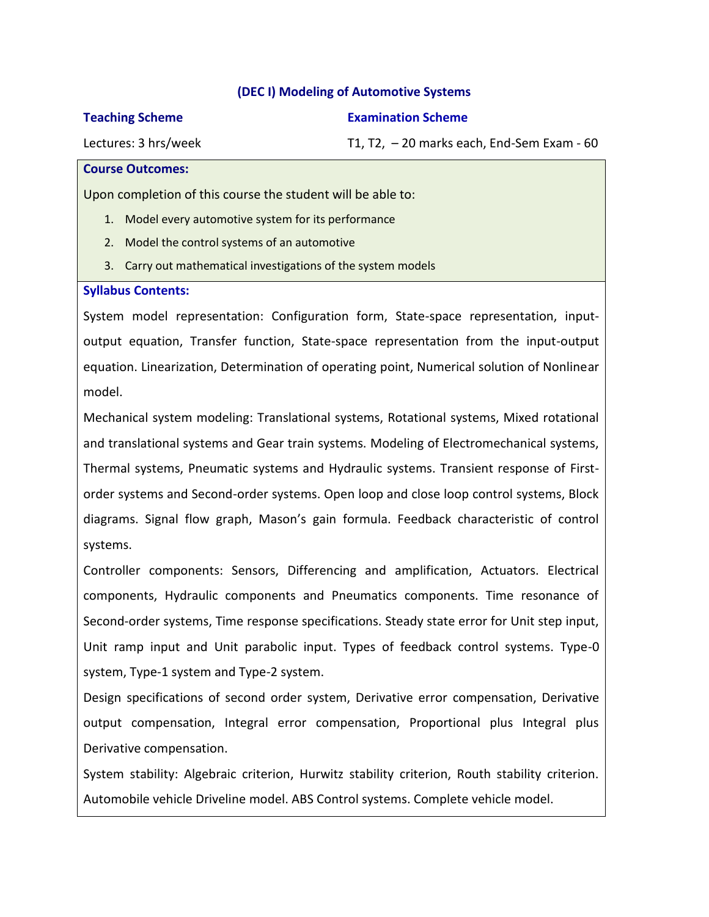## (DEC I) Modeling of Automotive Systems

| **Teaching Scheme** | **Examination Scheme** |
|---|---|
| Lectures: 3 hrs/week | T1, T2, – 20 marks each, End-Sem Exam - 60 |

**Course Outcomes:**

Upon completion of this course the student will be able to:

1. Model every automotive system for its performance
2. Model the control systems of an automotive
3. Carry out mathematical investigations of the system models

**Syllabus Contents:**

System model representation: Configuration form, State-space representation, input-output equation, Transfer function, State-space representation from the input-output equation. Linearization, Determination of operating point, Numerical solution of Nonlinear model.

Mechanical system modeling: Translational systems, Rotational systems, Mixed rotational and translational systems and Gear train systems. Modeling of Electromechanical systems, Thermal systems, Pneumatic systems and Hydraulic systems. Transient response of First-order systems and Second-order systems. Open loop and close loop control systems, Block diagrams. Signal flow graph, Mason's gain formula. Feedback characteristic of control systems.

Controller components: Sensors, Differencing and amplification, Actuators. Electrical components, Hydraulic components and Pneumatics components. Time resonance of Second-order systems, Time response specifications. Steady state error for Unit step input, Unit ramp input and Unit parabolic input. Types of feedback control systems. Type-0 system, Type-1 system and Type-2 system.

Design specifications of second order system, Derivative error compensation, Derivative output compensation, Integral error compensation, Proportional plus Integral plus Derivative compensation.

System stability: Algebraic criterion, Hurwitz stability criterion, Routh stability criterion. Automobile vehicle Driveline model. ABS Control systems. Complete vehicle model.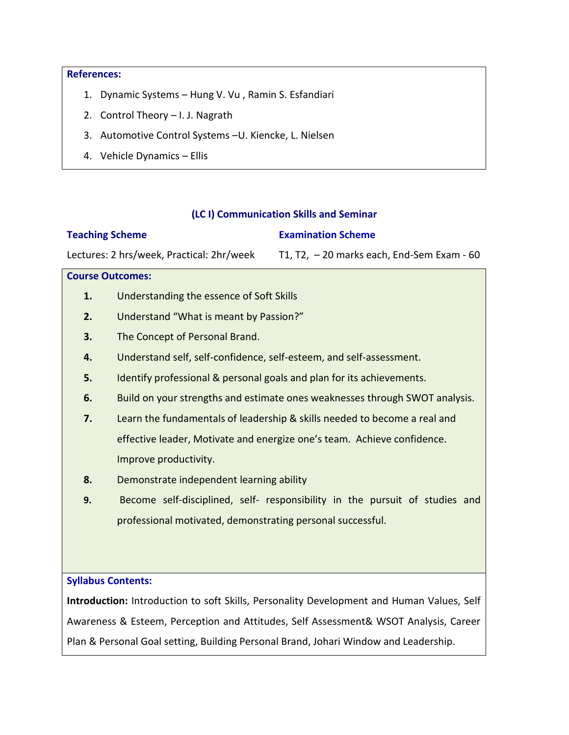**References:**

1. Dynamic Systems – Hung V. Vu , Ramin S. Esfandiari
2. Control Theory – I. J. Nagrath
3. Automotive Control Systems –U. Kiencke, L. Nielsen
4. Vehicle Dynamics – Ellis

## (LC I) Communication Skills and Seminar

| **Teaching Scheme** | **Examination Scheme** |
| --- | --- |
| Lectures: 2 hrs/week, Practical: 2hr/week | T1, T2, – 20 marks each, End-Sem Exam - 60 |

**Course Outcomes:**

1. Understanding the essence of Soft Skills
2. Understand "What is meant by Passion?"
3. The Concept of Personal Brand.
4. Understand self, self-confidence, self-esteem, and self-assessment.
5. Identify professional & personal goals and plan for its achievements.
6. Build on your strengths and estimate ones weaknesses through SWOT analysis.
7. Learn the fundamentals of leadership & skills needed to become a real and effective leader, Motivate and energize one's team. Achieve confidence. Improve productivity.
8. Demonstrate independent learning ability
9. Become self-disciplined, self- responsibility in the pursuit of studies and professional motivated, demonstrating personal successful.

**Syllabus Contents:**

**Introduction:** Introduction to soft Skills, Personality Development and Human Values, Self Awareness & Esteem, Perception and Attitudes, Self Assessment& WSOT Analysis, Career Plan & Personal Goal setting, Building Personal Brand, Johari Window and Leadership.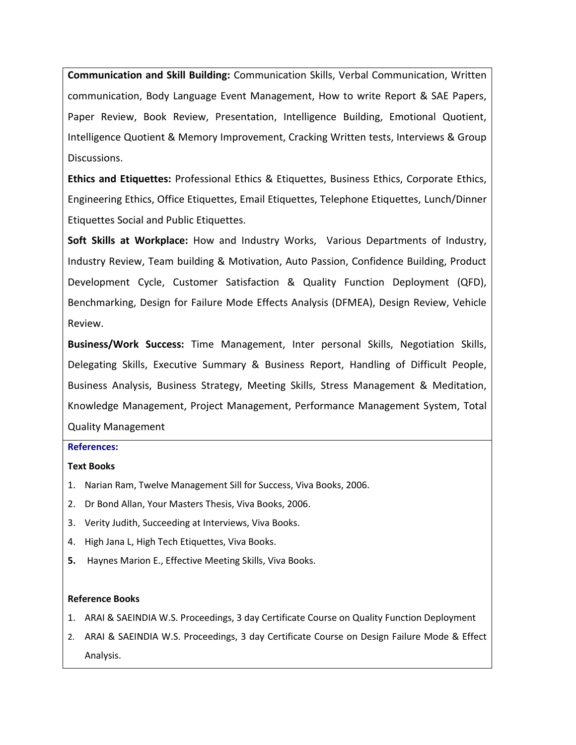**Communication and Skill Building:** Communication Skills, Verbal Communication, Written communication, Body Language Event Management, How to write Report & SAE Papers, Paper Review, Book Review, Presentation, Intelligence Building, Emotional Quotient, Intelligence Quotient & Memory Improvement, Cracking Written tests, Interviews & Group Discussions.

**Ethics and Etiquettes:** Professional Ethics & Etiquettes, Business Ethics, Corporate Ethics, Engineering Ethics, Office Etiquettes, Email Etiquettes, Telephone Etiquettes, Lunch/Dinner Etiquettes Social and Public Etiquettes.

**Soft Skills at Workplace:** How and Industry Works, Various Departments of Industry, Industry Review, Team building & Motivation, Auto Passion, Confidence Building, Product Development Cycle, Customer Satisfaction & Quality Function Deployment (QFD), Benchmarking, Design for Failure Mode Effects Analysis (DFMEA), Design Review, Vehicle Review.

**Business/Work Success:** Time Management, Inter personal Skills, Negotiation Skills, Delegating Skills, Executive Summary & Business Report, Handling of Difficult People, Business Analysis, Business Strategy, Meeting Skills, Stress Management & Meditation, Knowledge Management, Project Management, Performance Management System, Total Quality Management

**References:**

**Text Books**

1. Narian Ram, Twelve Management Sill for Success, Viva Books, 2006.
2. Dr Bond Allan, Your Masters Thesis, Viva Books, 2006.
3. Verity Judith, Succeeding at Interviews, Viva Books.
4. High Jana L, High Tech Etiquettes, Viva Books.
5. Haynes Marion E., Effective Meeting Skills, Viva Books.

**Reference Books**

1. ARAI & SAEINDIA W.S. Proceedings, 3 day Certificate Course on Quality Function Deployment
2. ARAI & SAEINDIA W.S. Proceedings, 3 day Certificate Course on Design Failure Mode & Effect Analysis.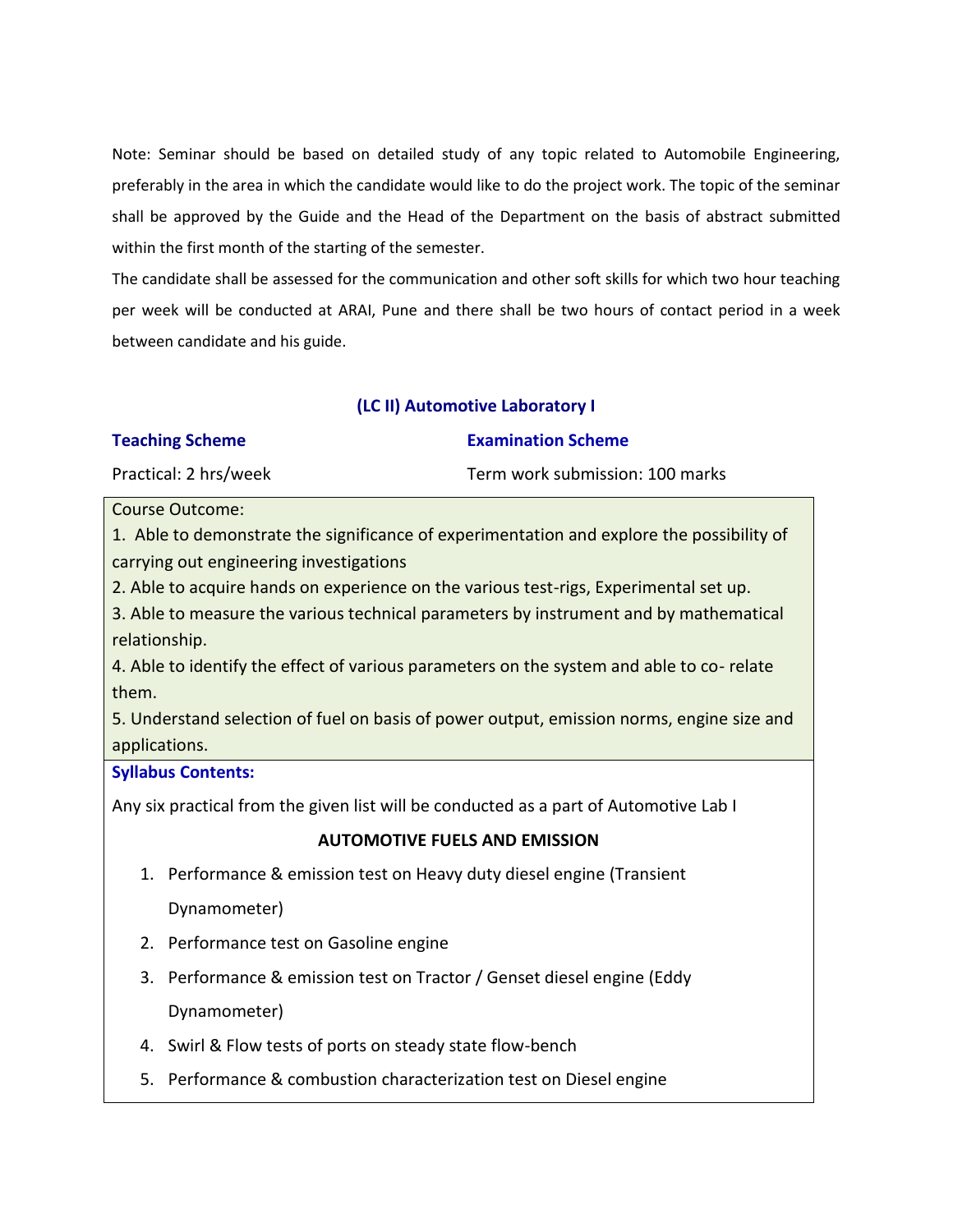Note: Seminar should be based on detailed study of any topic related to Automobile Engineering, preferably in the area in which the candidate would like to do the project work. The topic of the seminar shall be approved by the Guide and the Head of the Department on the basis of abstract submitted within the first month of the starting of the semester.

The candidate shall be assessed for the communication and other soft skills for which two hour teaching per week will be conducted at ARAI, Pune and there shall be two hours of contact period in a week between candidate and his guide.

## (LC II) Automotive Laboratory I

| **Teaching Scheme** | **Examination Scheme** |
|---|---|
| Practical: 2 hrs/week | Term work submission: 100 marks |

Course Outcome:

1. Able to demonstrate the significance of experimentation and explore the possibility of carrying out engineering investigations
2. Able to acquire hands on experience on the various test-rigs, Experimental set up.
3. Able to measure the various technical parameters by instrument and by mathematical relationship.
4. Able to identify the effect of various parameters on the system and able to co- relate them.
5. Understand selection of fuel on basis of power output, emission norms, engine size and applications.

**Syllabus Contents:**

Any six practical from the given list will be conducted as a part of Automotive Lab I

**AUTOMOTIVE FUELS AND EMISSION**

1. Performance & emission test on Heavy duty diesel engine (Transient Dynamometer)
2. Performance test on Gasoline engine
3. Performance & emission test on Tractor / Genset diesel engine (Eddy Dynamometer)
4. Swirl & Flow tests of ports on steady state flow-bench
5. Performance & combustion characterization test on Diesel engine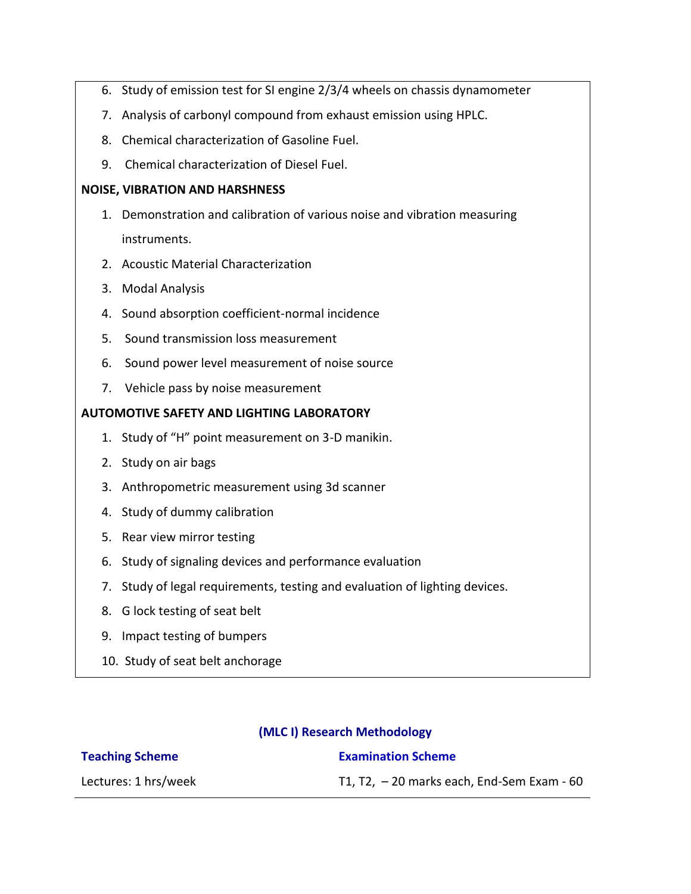6. Study of emission test for SI engine 2/3/4 wheels on chassis dynamometer
7. Analysis of carbonyl compound from exhaust emission using HPLC.
8. Chemical characterization of Gasoline Fuel.
9. Chemical characterization of Diesel Fuel.

**NOISE, VIBRATION AND HARSHNESS**

1. Demonstration and calibration of various noise and vibration measuring instruments.
2. Acoustic Material Characterization
3. Modal Analysis
4. Sound absorption coefficient-normal incidence
5. Sound transmission loss measurement
6. Sound power level measurement of noise source
7. Vehicle pass by noise measurement

**AUTOMOTIVE SAFETY AND LIGHTING LABORATORY**

1. Study of “H” point measurement on 3-D manikin.
2. Study on air bags
3. Anthropometric measurement using 3d scanner
4. Study of dummy calibration
5. Rear view mirror testing
6. Study of signaling devices and performance evaluation
7. Study of legal requirements, testing and evaluation of lighting devices.
8. G lock testing of seat belt
9. Impact testing of bumpers
10. Study of seat belt anchorage

## (MLC I) Research Methodology

| **Teaching Scheme** | **Examination Scheme** |
|---|---|
| Lectures: 1 hrs/week | T1, T2, – 20 marks each, End-Sem Exam - 60 |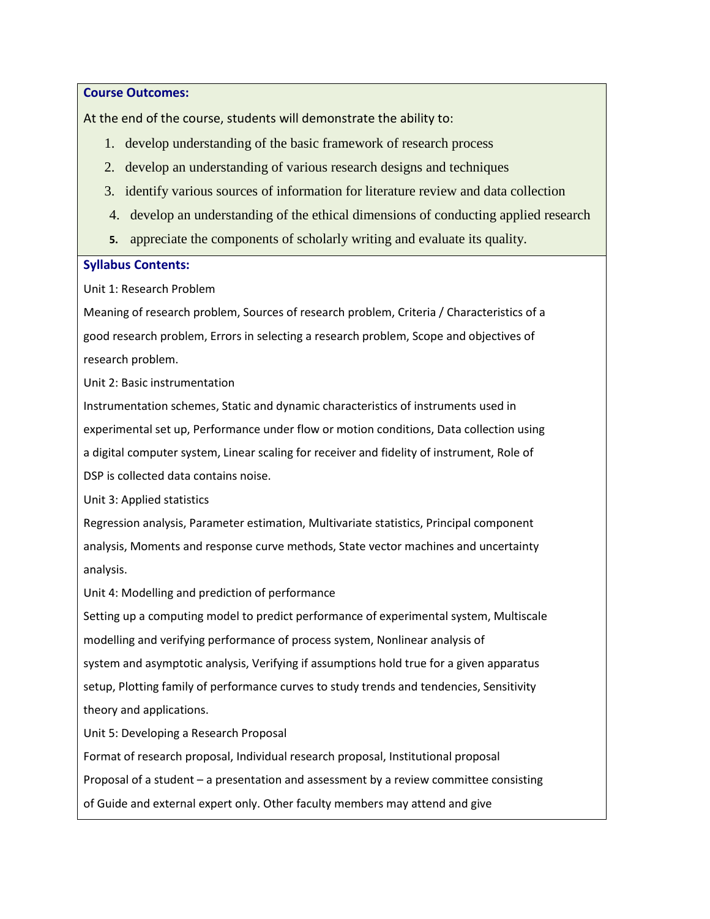**Course Outcomes:**

At the end of the course, students will demonstrate the ability to:

1. develop understanding of the basic framework of research process
2. develop an understanding of various research designs and techniques
3. identify various sources of information for literature review and data collection
4. develop an understanding of the ethical dimensions of conducting applied research
5. appreciate the components of scholarly writing and evaluate its quality.

**Syllabus Contents:**

Unit 1: Research Problem

Meaning of research problem, Sources of research problem, Criteria / Characteristics of a good research problem, Errors in selecting a research problem, Scope and objectives of research problem.

Unit 2: Basic instrumentation

Instrumentation schemes, Static and dynamic characteristics of instruments used in experimental set up, Performance under flow or motion conditions, Data collection using a digital computer system, Linear scaling for receiver and fidelity of instrument, Role of DSP is collected data contains noise.

Unit 3: Applied statistics

Regression analysis, Parameter estimation, Multivariate statistics, Principal component analysis, Moments and response curve methods, State vector machines and uncertainty analysis.

Unit 4: Modelling and prediction of performance

Setting up a computing model to predict performance of experimental system, Multiscale modelling and verifying performance of process system, Nonlinear analysis of system and asymptotic analysis, Verifying if assumptions hold true for a given apparatus setup, Plotting family of performance curves to study trends and tendencies, Sensitivity theory and applications.

Unit 5: Developing a Research Proposal

Format of research proposal, Individual research proposal, Institutional proposal

Proposal of a student – a presentation and assessment by a review committee consisting of Guide and external expert only. Other faculty members may attend and give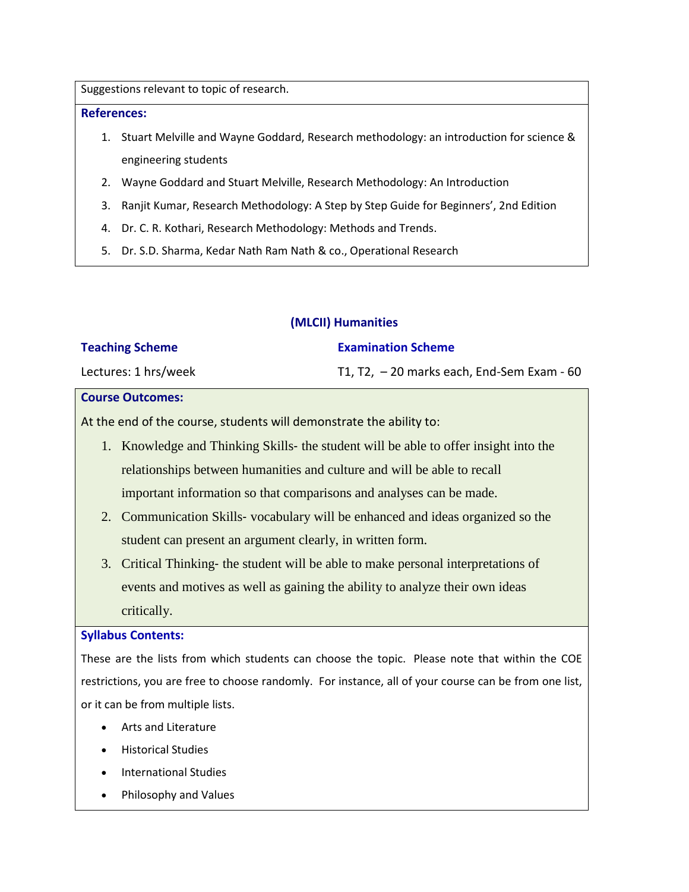Suggestions relevant to topic of research.

**References:**

1. Stuart Melville and Wayne Goddard, Research methodology: an introduction for science & engineering students
2. Wayne Goddard and Stuart Melville, Research Methodology: An Introduction
3. Ranjit Kumar, Research Methodology: A Step by Step Guide for Beginners', 2nd Edition
4. Dr. C. R. Kothari, Research Methodology: Methods and Trends.
5. Dr. S.D. Sharma, Kedar Nath Ram Nath & co., Operational Research

## (MLCII) Humanities

| **Teaching Scheme** | **Examination Scheme** |
|---|---|
| Lectures: 1 hrs/week | T1, T2, – 20 marks each, End-Sem Exam - 60 |

**Course Outcomes:**

At the end of the course, students will demonstrate the ability to:

1. Knowledge and Thinking Skills- the student will be able to offer insight into the relationships between humanities and culture and will be able to recall important information so that comparisons and analyses can be made.
2. Communication Skills- vocabulary will be enhanced and ideas organized so the student can present an argument clearly, in written form.
3. Critical Thinking- the student will be able to make personal interpretations of events and motives as well as gaining the ability to analyze their own ideas critically.

**Syllabus Contents:**

These are the lists from which students can choose the topic. Please note that within the COE restrictions, you are free to choose randomly. For instance, all of your course can be from one list, or it can be from multiple lists.

- Arts and Literature
- Historical Studies
- International Studies
- Philosophy and Values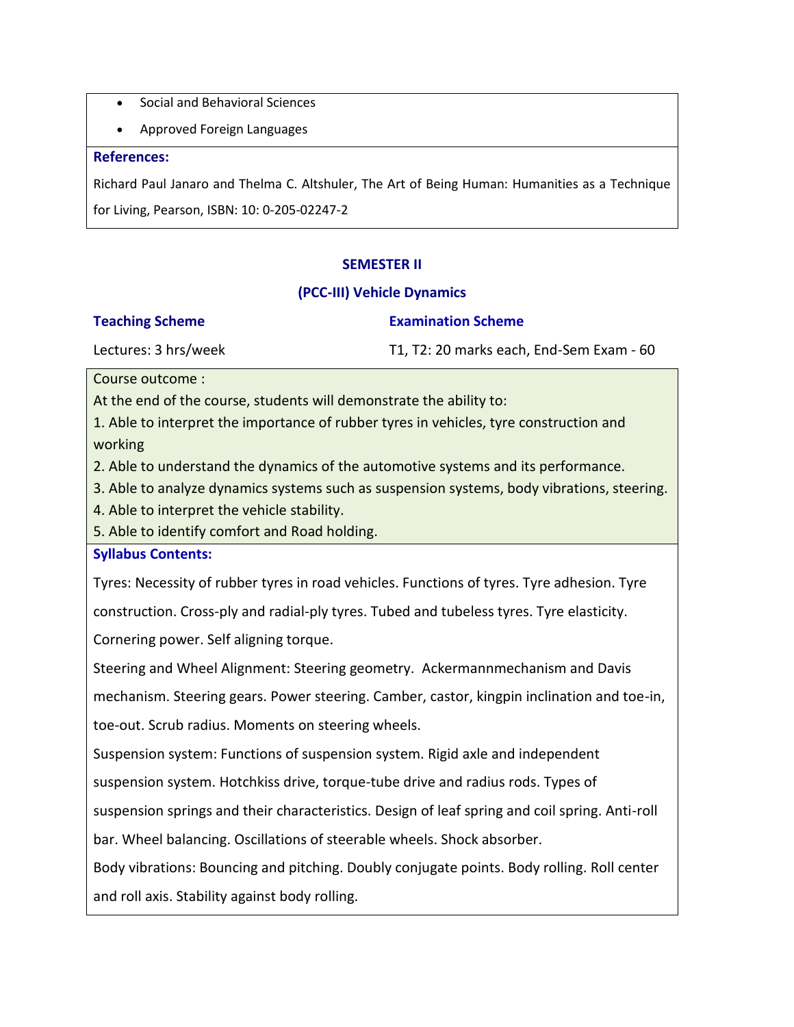- Social and Behavioral Sciences
- Approved Foreign Languages

**References:**

Richard Paul Janaro and Thelma C. Altshuler, The Art of Being Human: Humanities as a Technique for Living, Pearson, ISBN: 10: 0-205-02247-2

## SEMESTER II

### (PCC-III) Vehicle Dynamics

| **Teaching Scheme** | **Examination Scheme** |
| --- | --- |
| Lectures: 3 hrs/week | T1, T2: 20 marks each, End-Sem Exam - 60 |

Course outcome :

At the end of the course, students will demonstrate the ability to:

1. Able to interpret the importance of rubber tyres in vehicles, tyre construction and working
2. Able to understand the dynamics of the automotive systems and its performance.
3. Able to analyze dynamics systems such as suspension systems, body vibrations, steering.
4. Able to interpret the vehicle stability.
5. Able to identify comfort and Road holding.

**Syllabus Contents:**

Tyres: Necessity of rubber tyres in road vehicles. Functions of tyres. Tyre adhesion. Tyre construction. Cross-ply and radial-ply tyres. Tubed and tubeless tyres. Tyre elasticity. Cornering power. Self aligning torque.

Steering and Wheel Alignment: Steering geometry. Ackermannmechanism and Davis mechanism. Steering gears. Power steering. Camber, castor, kingpin inclination and toe-in, toe-out. Scrub radius. Moments on steering wheels.

Suspension system: Functions of suspension system. Rigid axle and independent suspension system. Hotchkiss drive, torque-tube drive and radius rods. Types of suspension springs and their characteristics. Design of leaf spring and coil spring. Anti-roll bar. Wheel balancing. Oscillations of steerable wheels. Shock absorber.

Body vibrations: Bouncing and pitching. Doubly conjugate points. Body rolling. Roll center and roll axis. Stability against body rolling.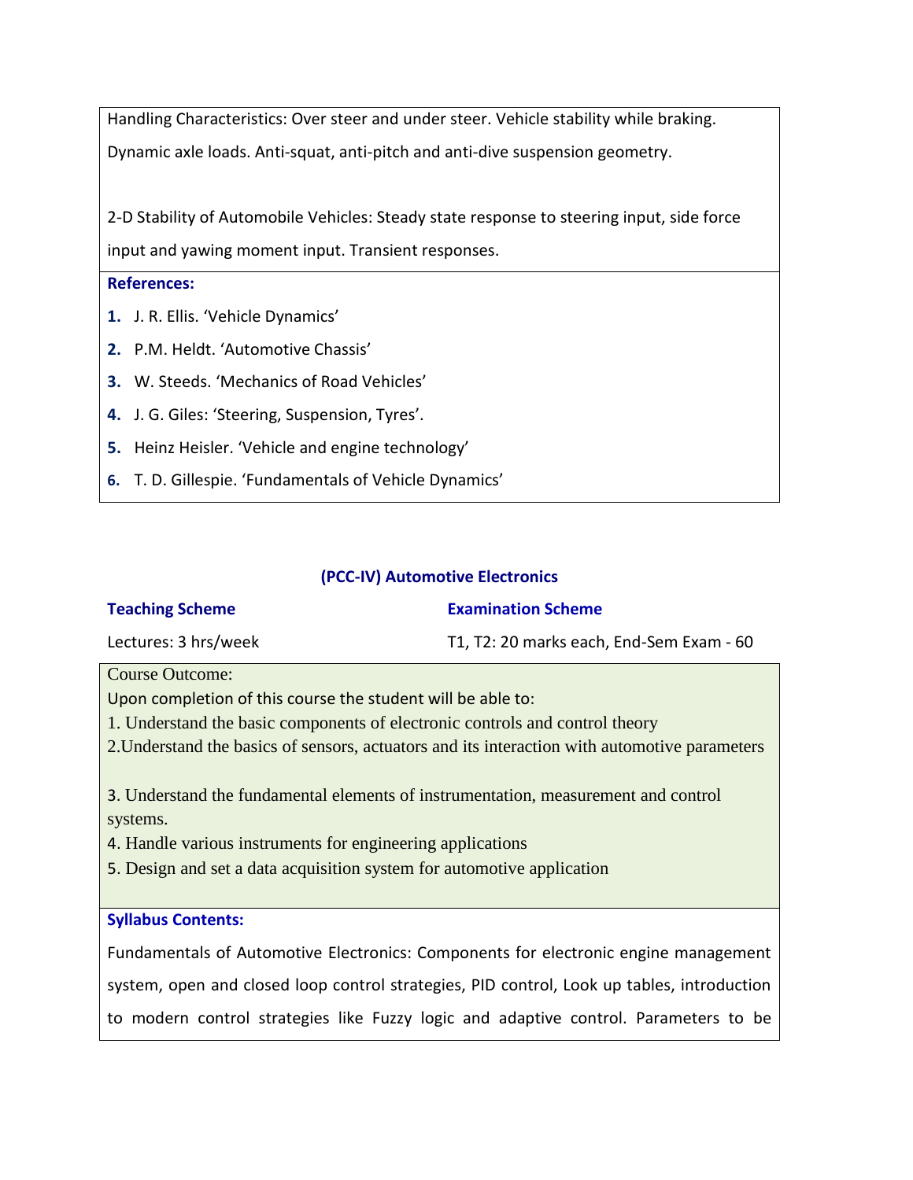Handling Characteristics: Over steer and under steer. Vehicle stability while braking. Dynamic axle loads. Anti-squat, anti-pitch and anti-dive suspension geometry.

2-D Stability of Automobile Vehicles: Steady state response to steering input, side force input and yawing moment input. Transient responses.

**References:**

1. J. R. Ellis. 'Vehicle Dynamics'
2. P.M. Heldt. 'Automotive Chassis'
3. W. Steeds. 'Mechanics of Road Vehicles'
4. J. G. Giles: 'Steering, Suspension, Tyres'.
5. Heinz Heisler. 'Vehicle and engine technology'
6. T. D. Gillespie. 'Fundamentals of Vehicle Dynamics'

## (PCC-IV) Automotive Electronics

| **Teaching Scheme** | **Examination Scheme** |
|---|---|
| Lectures: 3 hrs/week | T1, T2: 20 marks each, End-Sem Exam - 60 |

Course Outcome:

Upon completion of this course the student will be able to:

1. Understand the basic components of electronic controls and control theory
2. Understand the basics of sensors, actuators and its interaction with automotive parameters
3. Understand the fundamental elements of instrumentation, measurement and control systems.
4. Handle various instruments for engineering applications
5. Design and set a data acquisition system for automotive application

**Syllabus Contents:**

Fundamentals of Automotive Electronics: Components for electronic engine management system, open and closed loop control strategies, PID control, Look up tables, introduction to modern control strategies like Fuzzy logic and adaptive control. Parameters to be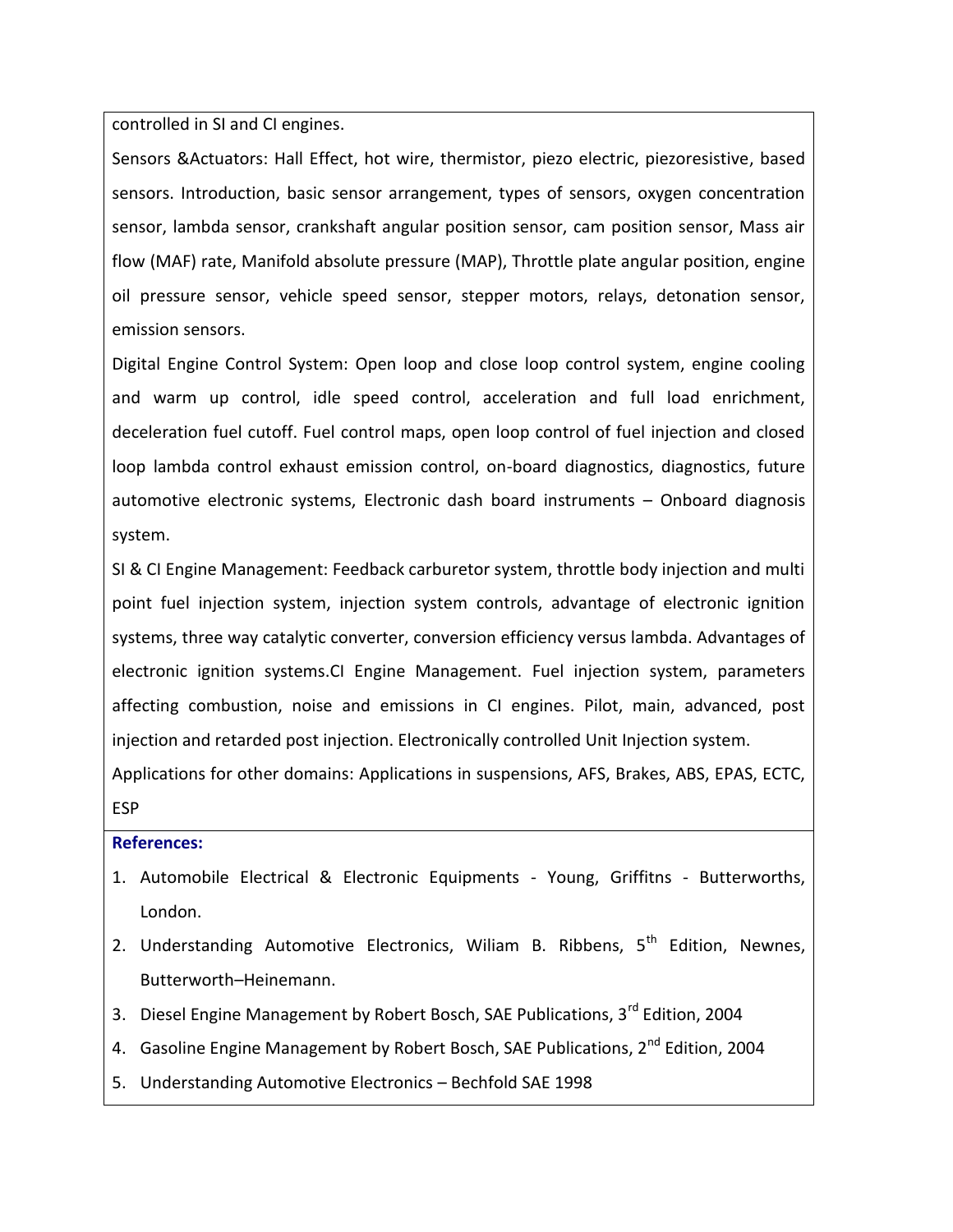controlled in SI and CI engines.

Sensors &Actuators: Hall Effect, hot wire, thermistor, piezo electric, piezoresistive, based sensors. Introduction, basic sensor arrangement, types of sensors, oxygen concentration sensor, lambda sensor, crankshaft angular position sensor, cam position sensor, Mass air flow (MAF) rate, Manifold absolute pressure (MAP), Throttle plate angular position, engine oil pressure sensor, vehicle speed sensor, stepper motors, relays, detonation sensor, emission sensors.

Digital Engine Control System: Open loop and close loop control system, engine cooling and warm up control, idle speed control, acceleration and full load enrichment, deceleration fuel cutoff. Fuel control maps, open loop control of fuel injection and closed loop lambda control exhaust emission control, on-board diagnostics, diagnostics, future automotive electronic systems, Electronic dash board instruments – Onboard diagnosis system.

SI & CI Engine Management: Feedback carburetor system, throttle body injection and multi point fuel injection system, injection system controls, advantage of electronic ignition systems, three way catalytic converter, conversion efficiency versus lambda. Advantages of electronic ignition systems.CI Engine Management. Fuel injection system, parameters affecting combustion, noise and emissions in CI engines. Pilot, main, advanced, post injection and retarded post injection. Electronically controlled Unit Injection system.

Applications for other domains: Applications in suspensions, AFS, Brakes, ABS, EPAS, ECTC, ESP

**References:**

1. Automobile Electrical & Electronic Equipments - Young, Griffitns - Butterworths, London.
2. Understanding Automotive Electronics, Wiliam B. Ribbens, 5th Edition, Newnes, Butterworth–Heinemann.
3. Diesel Engine Management by Robert Bosch, SAE Publications, 3rd Edition, 2004
4. Gasoline Engine Management by Robert Bosch, SAE Publications, 2nd Edition, 2004
5. Understanding Automotive Electronics – Bechfold SAE 1998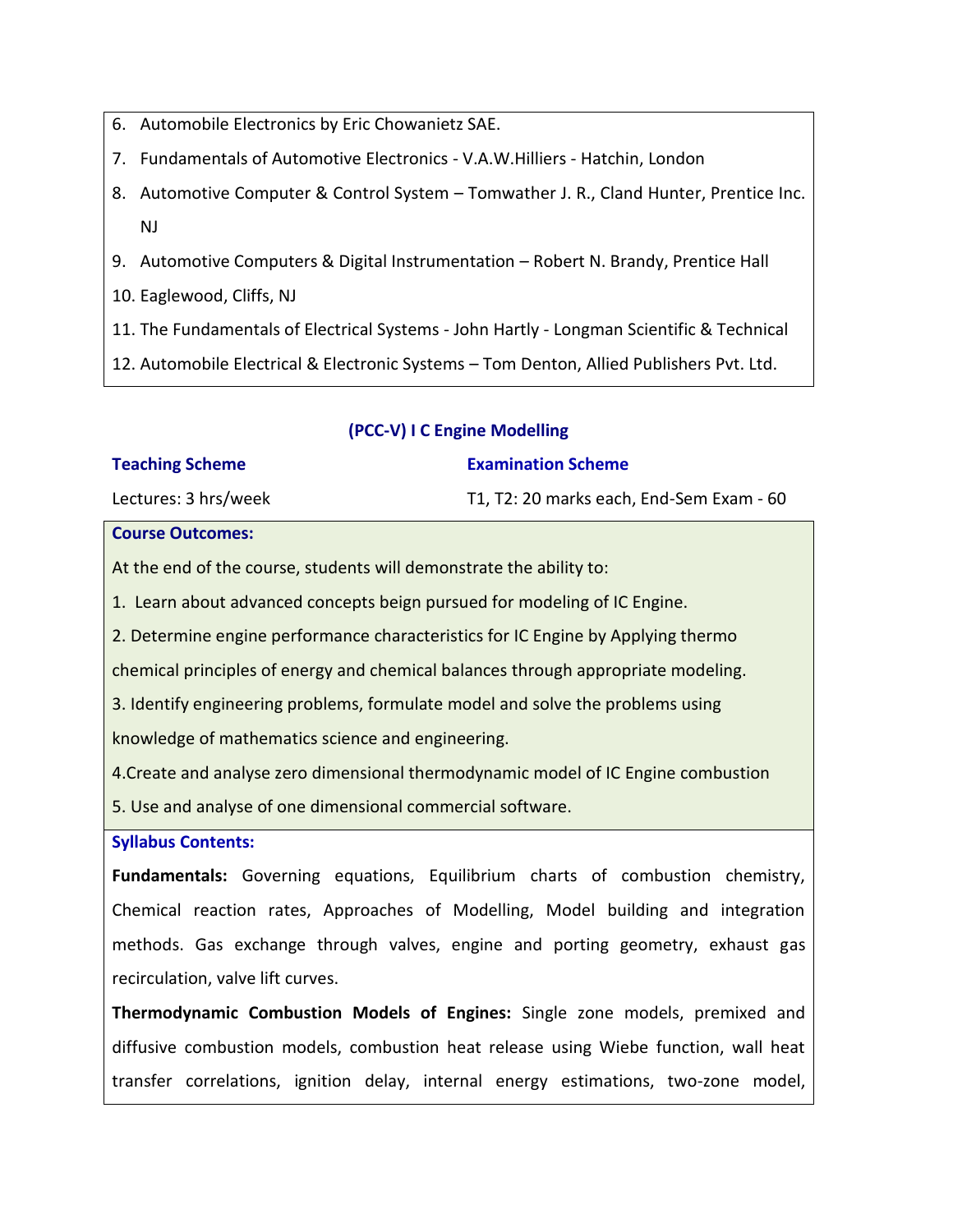6. Automobile Electronics by Eric Chowanietz SAE.
7. Fundamentals of Automotive Electronics - V.A.W.Hilliers - Hatchin, London
8. Automotive Computer & Control System – Tomwather J. R., Cland Hunter, Prentice Inc. NJ
9. Automotive Computers & Digital Instrumentation – Robert N. Brandy, Prentice Hall
10. Eaglewood, Cliffs, NJ
11. The Fundamentals of Electrical Systems - John Hartly - Longman Scientific & Technical
12. Automobile Electrical & Electronic Systems – Tom Denton, Allied Publishers Pvt. Ltd.

## (PCC-V) I C Engine Modelling

| Teaching Scheme | Examination Scheme |
|---|---|
| Lectures: 3 hrs/week | T1, T2: 20 marks each, End-Sem Exam - 60 |

**Course Outcomes:**

At the end of the course, students will demonstrate the ability to:

1. Learn about advanced concepts beign pursued for modeling of IC Engine.
2. Determine engine performance characteristics for IC Engine by Applying thermo chemical principles of energy and chemical balances through appropriate modeling.
3. Identify engineering problems, formulate model and solve the problems using knowledge of mathematics science and engineering.
4. Create and analyse zero dimensional thermodynamic model of IC Engine combustion
5. Use and analyse of one dimensional commercial software.

**Syllabus Contents:**

**Fundamentals:** Governing equations, Equilibrium charts of combustion chemistry, Chemical reaction rates, Approaches of Modelling, Model building and integration methods. Gas exchange through valves, engine and porting geometry, exhaust gas recirculation, valve lift curves.

**Thermodynamic Combustion Models of Engines:** Single zone models, premixed and diffusive combustion models, combustion heat release using Wiebe function, wall heat transfer correlations, ignition delay, internal energy estimations, two-zone model,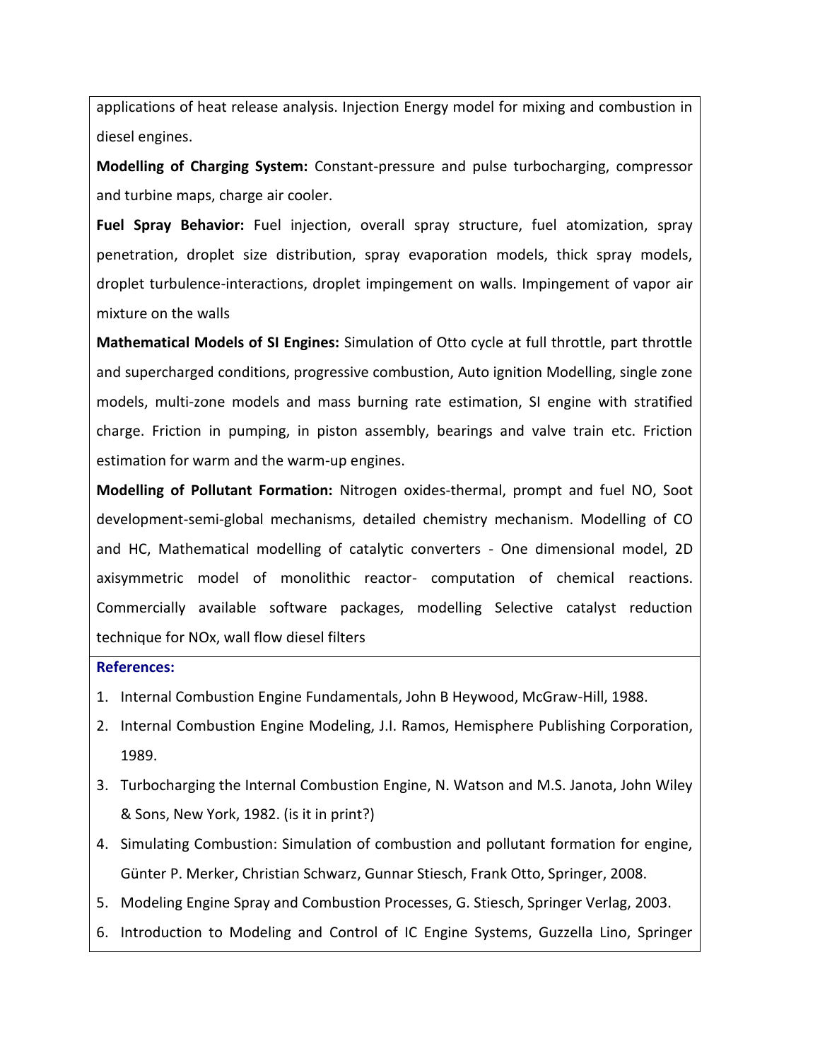applications of heat release analysis. Injection Energy model for mixing and combustion in diesel engines.

**Modelling of Charging System:** Constant-pressure and pulse turbocharging, compressor and turbine maps, charge air cooler.

**Fuel Spray Behavior:** Fuel injection, overall spray structure, fuel atomization, spray penetration, droplet size distribution, spray evaporation models, thick spray models, droplet turbulence-interactions, droplet impingement on walls. Impingement of vapor air mixture on the walls

**Mathematical Models of SI Engines:** Simulation of Otto cycle at full throttle, part throttle and supercharged conditions, progressive combustion, Auto ignition Modelling, single zone models, multi-zone models and mass burning rate estimation, SI engine with stratified charge. Friction in pumping, in piston assembly, bearings and valve train etc. Friction estimation for warm and the warm-up engines.

**Modelling of Pollutant Formation:** Nitrogen oxides-thermal, prompt and fuel NO, Soot development-semi-global mechanisms, detailed chemistry mechanism. Modelling of CO and HC, Mathematical modelling of catalytic converters - One dimensional model, 2D axisymmetric model of monolithic reactor- computation of chemical reactions. Commercially available software packages, modelling Selective catalyst reduction technique for NOx, wall flow diesel filters

**References:**

1. Internal Combustion Engine Fundamentals, John B Heywood, McGraw-Hill, 1988.
2. Internal Combustion Engine Modeling, J.I. Ramos, Hemisphere Publishing Corporation, 1989.
3. Turbocharging the Internal Combustion Engine, N. Watson and M.S. Janota, John Wiley & Sons, New York, 1982. (is it in print?)
4. Simulating Combustion: Simulation of combustion and pollutant formation for engine, Günter P. Merker, Christian Schwarz, Gunnar Stiesch, Frank Otto, Springer, 2008.
5. Modeling Engine Spray and Combustion Processes, G. Stiesch, Springer Verlag, 2003.
6. Introduction to Modeling and Control of IC Engine Systems, Guzzella Lino, Springer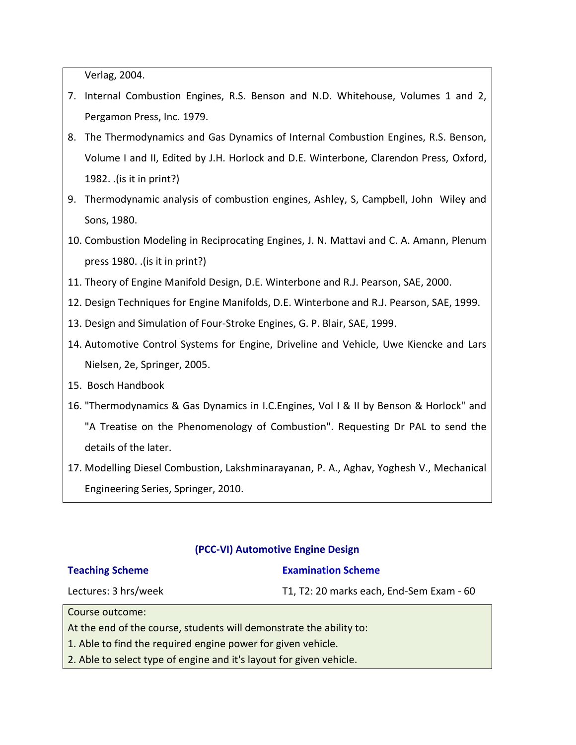Verlag, 2004.

7. Internal Combustion Engines, R.S. Benson and N.D. Whitehouse, Volumes 1 and 2, Pergamon Press, Inc. 1979.
8. The Thermodynamics and Gas Dynamics of Internal Combustion Engines, R.S. Benson, Volume I and II, Edited by J.H. Horlock and D.E. Winterbone, Clarendon Press, Oxford, 1982. .(is it in print?)
9. Thermodynamic analysis of combustion engines, Ashley, S, Campbell, John Wiley and Sons, 1980.
10. Combustion Modeling in Reciprocating Engines, J. N. Mattavi and C. A. Amann, Plenum press 1980. .(is it in print?)
11. Theory of Engine Manifold Design, D.E. Winterbone and R.J. Pearson, SAE, 2000.
12. Design Techniques for Engine Manifolds, D.E. Winterbone and R.J. Pearson, SAE, 1999.
13. Design and Simulation of Four-Stroke Engines, G. P. Blair, SAE, 1999.
14. Automotive Control Systems for Engine, Driveline and Vehicle, Uwe Kiencke and Lars Nielsen, 2e, Springer, 2005.
15. Bosch Handbook
16. "Thermodynamics & Gas Dynamics in I.C.Engines, Vol I & II by Benson & Horlock" and "A Treatise on the Phenomenology of Combustion". Requesting Dr PAL to send the details of the later.
17. Modelling Diesel Combustion, Lakshminarayanan, P. A., Aghav, Yoghesh V., Mechanical Engineering Series, Springer, 2010.

## (PCC-VI) Automotive Engine Design

| **Teaching Scheme** | **Examination Scheme** |
|---|---|
| Lectures: 3 hrs/week | T1, T2: 20 marks each, End-Sem Exam - 60 |

Course outcome:

At the end of the course, students will demonstrate the ability to:

1. Able to find the required engine power for given vehicle.
2. Able to select type of engine and it's layout for given vehicle.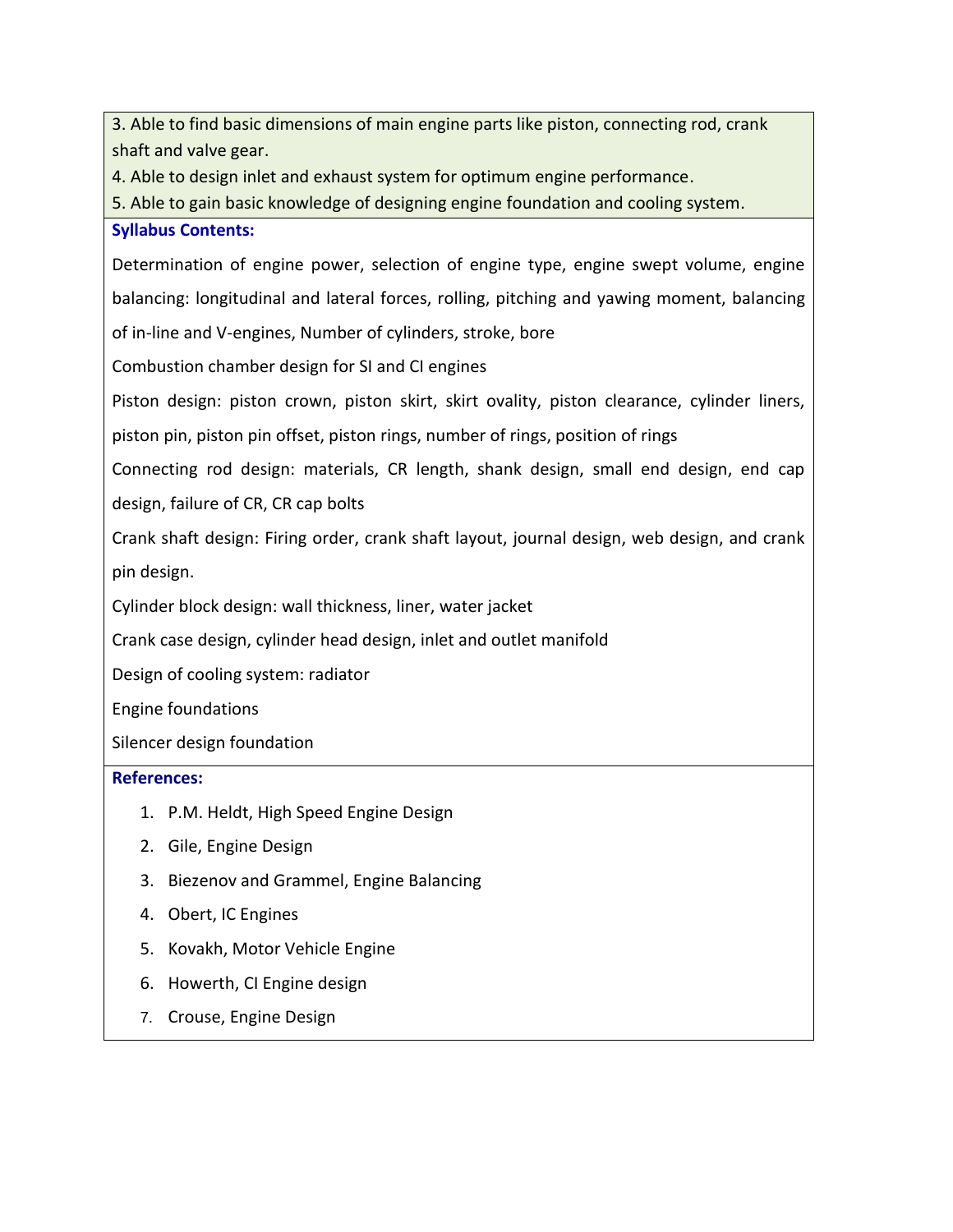3. Able to find basic dimensions of main engine parts like piston, connecting rod, crank shaft and valve gear.
4. Able to design inlet and exhaust system for optimum engine performance.
5. Able to gain basic knowledge of designing engine foundation and cooling system.

**Syllabus Contents:**

Determination of engine power, selection of engine type, engine swept volume, engine balancing: longitudinal and lateral forces, rolling, pitching and yawing moment, balancing of in-line and V-engines, Number of cylinders, stroke, bore

Combustion chamber design for SI and CI engines

Piston design: piston crown, piston skirt, skirt ovality, piston clearance, cylinder liners, piston pin, piston pin offset, piston rings, number of rings, position of rings

Connecting rod design: materials, CR length, shank design, small end design, end cap design, failure of CR, CR cap bolts

Crank shaft design: Firing order, crank shaft layout, journal design, web design, and crank pin design.

Cylinder block design: wall thickness, liner, water jacket

Crank case design, cylinder head design, inlet and outlet manifold

Design of cooling system: radiator

Engine foundations

Silencer design foundation

**References:**

1. P.M. Heldt, High Speed Engine Design
2. Gile, Engine Design
3. Biezenov and Grammel, Engine Balancing
4. Obert, IC Engines
5. Kovakh, Motor Vehicle Engine
6. Howerth, CI Engine design
7. Crouse, Engine Design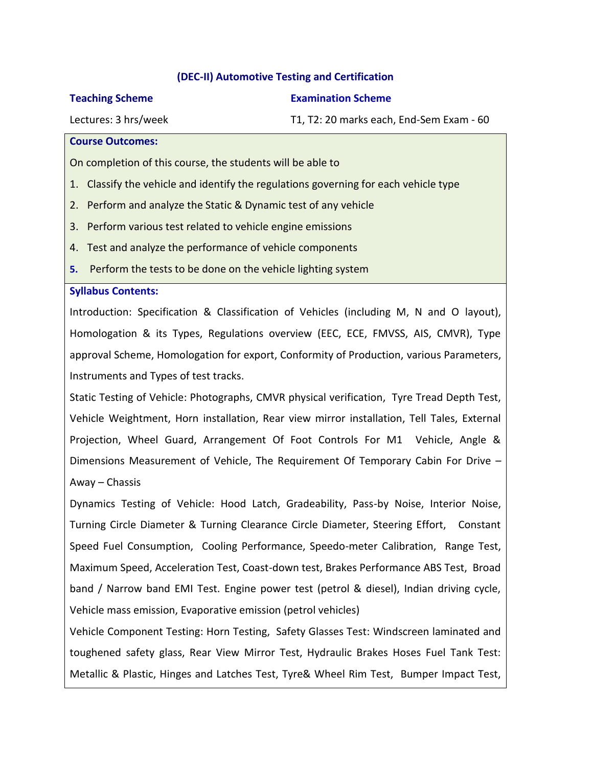### (DEC-II) Automotive Testing and Certification

**Teaching Scheme**

Lectures: 3 hrs/week

**Examination Scheme**

T1, T2: 20 marks each, End-Sem Exam - 60

**Course Outcomes:**

On completion of this course, the students will be able to

1. Classify the vehicle and identify the regulations governing for each vehicle type
2. Perform and analyze the Static & Dynamic test of any vehicle
3. Perform various test related to vehicle engine emissions
4. Test and analyze the performance of vehicle components
5. Perform the tests to be done on the vehicle lighting system

**Syllabus Contents:**

Introduction: Specification & Classification of Vehicles (including M, N and O layout), Homologation & its Types, Regulations overview (EEC, ECE, FMVSS, AIS, CMVR), Type approval Scheme, Homologation for export, Conformity of Production, various Parameters, Instruments and Types of test tracks.

Static Testing of Vehicle: Photographs, CMVR physical verification, Tyre Tread Depth Test, Vehicle Weightment, Horn installation, Rear view mirror installation, Tell Tales, External Projection, Wheel Guard, Arrangement Of Foot Controls For M1 Vehicle, Angle & Dimensions Measurement of Vehicle, The Requirement Of Temporary Cabin For Drive – Away – Chassis

Dynamics Testing of Vehicle: Hood Latch, Gradeability, Pass-by Noise, Interior Noise, Turning Circle Diameter & Turning Clearance Circle Diameter, Steering Effort, Constant Speed Fuel Consumption, Cooling Performance, Speedo-meter Calibration, Range Test, Maximum Speed, Acceleration Test, Coast-down test, Brakes Performance ABS Test, Broad band / Narrow band EMI Test. Engine power test (petrol & diesel), Indian driving cycle, Vehicle mass emission, Evaporative emission (petrol vehicles)

Vehicle Component Testing: Horn Testing, Safety Glasses Test: Windscreen laminated and toughened safety glass, Rear View Mirror Test, Hydraulic Brakes Hoses Fuel Tank Test: Metallic & Plastic, Hinges and Latches Test, Tyre& Wheel Rim Test, Bumper Impact Test,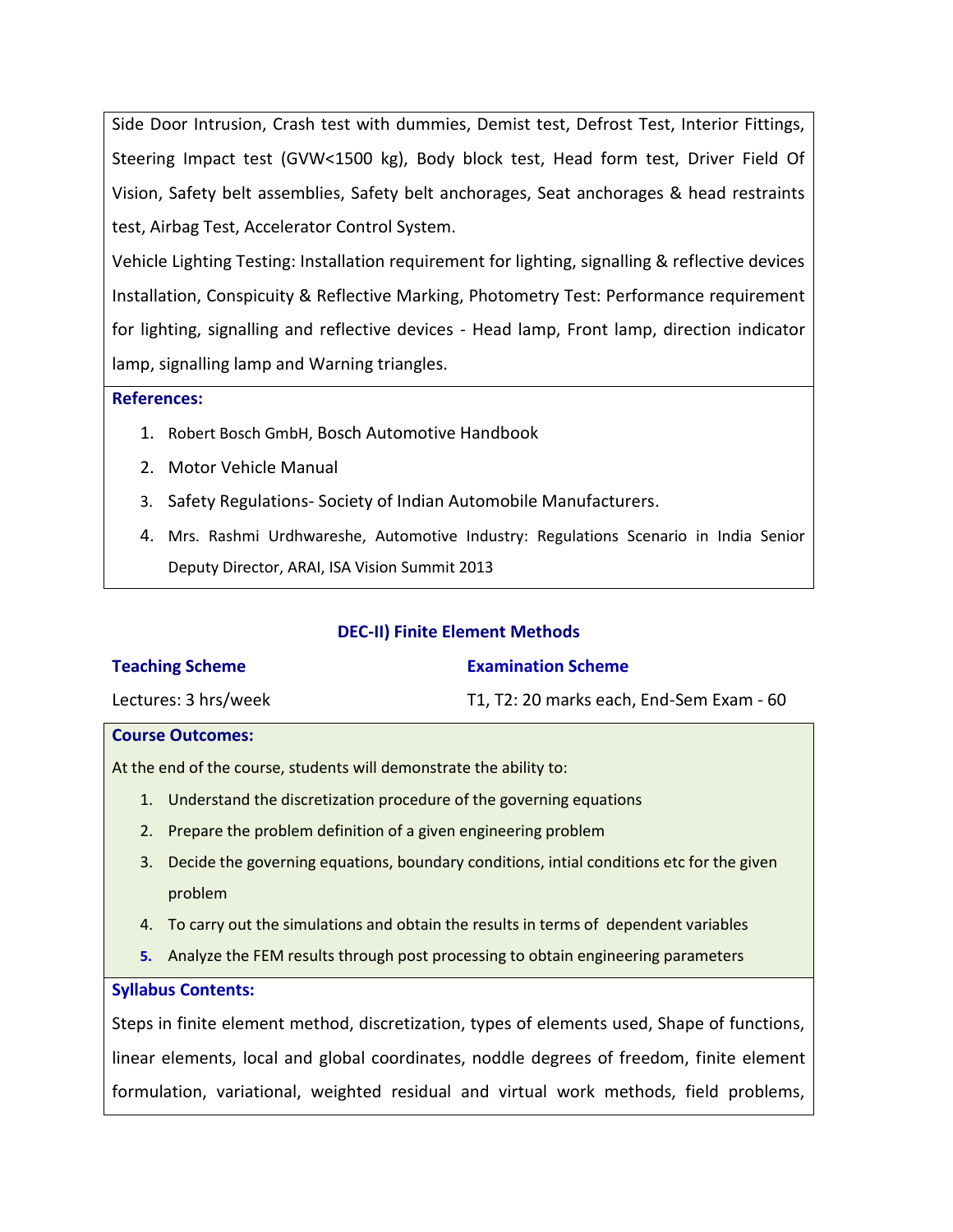Side Door Intrusion, Crash test with dummies, Demist test, Defrost Test, Interior Fittings, Steering Impact test (GVW<1500 kg), Body block test, Head form test, Driver Field Of Vision, Safety belt assemblies, Safety belt anchorages, Seat anchorages & head restraints test, Airbag Test, Accelerator Control System.

Vehicle Lighting Testing: Installation requirement for lighting, signalling & reflective devices Installation, Conspicuity & Reflective Marking, Photometry Test: Performance requirement for lighting, signalling and reflective devices - Head lamp, Front lamp, direction indicator lamp, signalling lamp and Warning triangles.

**References:**

1. Robert Bosch GmbH, Bosch Automotive Handbook
2. Motor Vehicle Manual
3. Safety Regulations- Society of Indian Automobile Manufacturers.
4. Mrs. Rashmi Urdhwareshe, Automotive Industry: Regulations Scenario in India Senior Deputy Director, ARAI, ISA Vision Summit 2013

## DEC-II) Finite Element Methods

| **Teaching Scheme** | **Examination Scheme** |
|---|---|
| Lectures: 3 hrs/week | T1, T2: 20 marks each, End-Sem Exam - 60 |

**Course Outcomes:**

At the end of the course, students will demonstrate the ability to:

1. Understand the discretization procedure of the governing equations
2. Prepare the problem definition of a given engineering problem
3. Decide the governing equations, boundary conditions, intial conditions etc for the given problem
4. To carry out the simulations and obtain the results in terms of dependent variables
5. Analyze the FEM results through post processing to obtain engineering parameters

**Syllabus Contents:**

Steps in finite element method, discretization, types of elements used, Shape of functions, linear elements, local and global coordinates, noddle degrees of freedom, finite element formulation, variational, weighted residual and virtual work methods, field problems,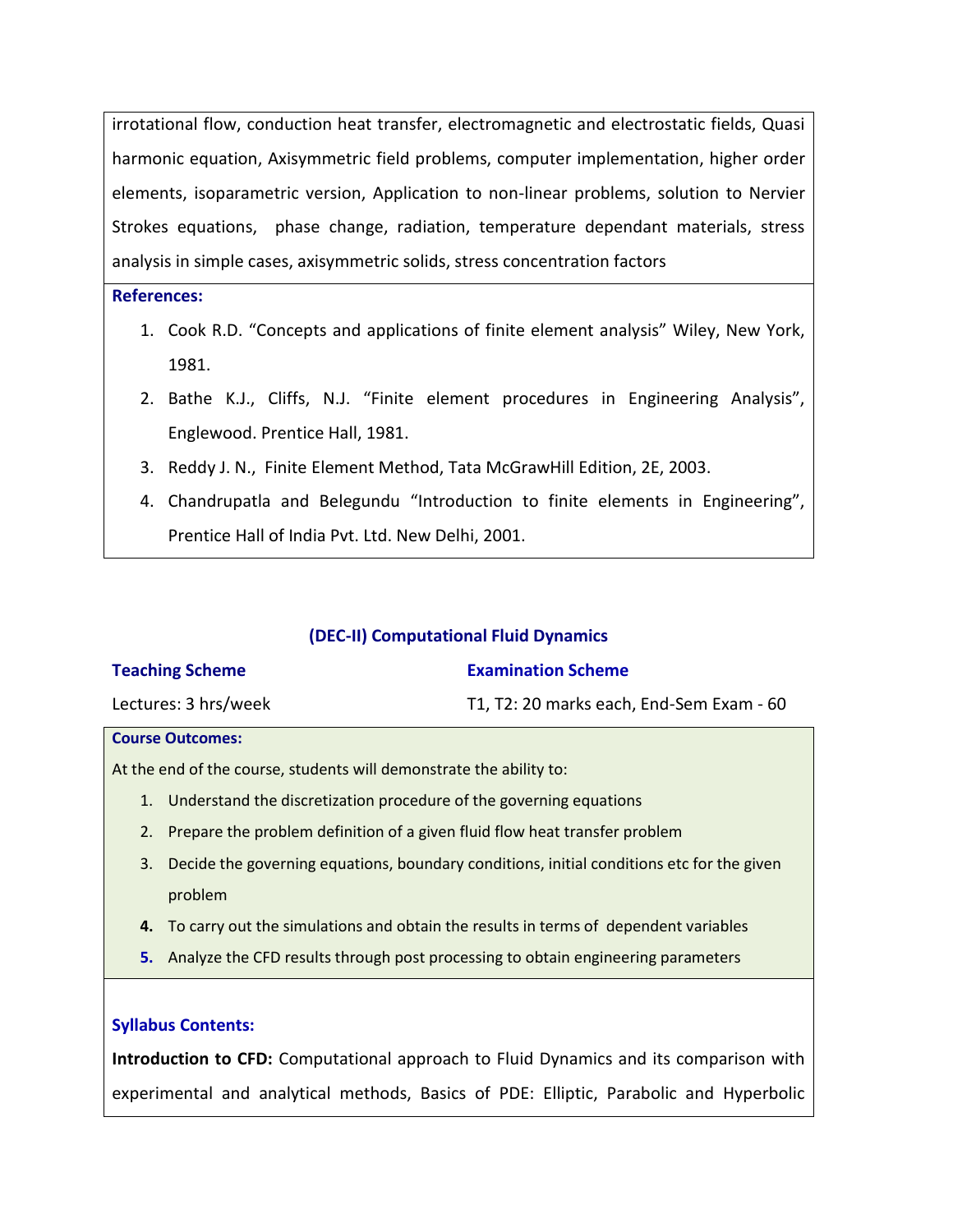irrotational flow, conduction heat transfer, electromagnetic and electrostatic fields, Quasi harmonic equation, Axisymmetric field problems, computer implementation, higher order elements, isoparametric version, Application to non-linear problems, solution to Nervier Strokes equations, phase change, radiation, temperature dependant materials, stress analysis in simple cases, axisymmetric solids, stress concentration factors

**References:**

1. Cook R.D. "Concepts and applications of finite element analysis" Wiley, New York, 1981.
2. Bathe K.J., Cliffs, N.J. "Finite element procedures in Engineering Analysis", Englewood. Prentice Hall, 1981.
3. Reddy J. N., Finite Element Method, Tata McGrawHill Edition, 2E, 2003.
4. Chandrupatla and Belegundu "Introduction to finite elements in Engineering", Prentice Hall of India Pvt. Ltd. New Delhi, 2001.

## (DEC-II) Computational Fluid Dynamics

| **Teaching Scheme** | **Examination Scheme** |
|---|---|
| Lectures: 3 hrs/week | T1, T2: 20 marks each, End-Sem Exam - 60 |

**Course Outcomes:**

At the end of the course, students will demonstrate the ability to:

1. Understand the discretization procedure of the governing equations
2. Prepare the problem definition of a given fluid flow heat transfer problem
3. Decide the governing equations, boundary conditions, initial conditions etc for the given problem
4. To carry out the simulations and obtain the results in terms of dependent variables
5. Analyze the CFD results through post processing to obtain engineering parameters

**Syllabus Contents:**

**Introduction to CFD:** Computational approach to Fluid Dynamics and its comparison with experimental and analytical methods, Basics of PDE: Elliptic, Parabolic and Hyperbolic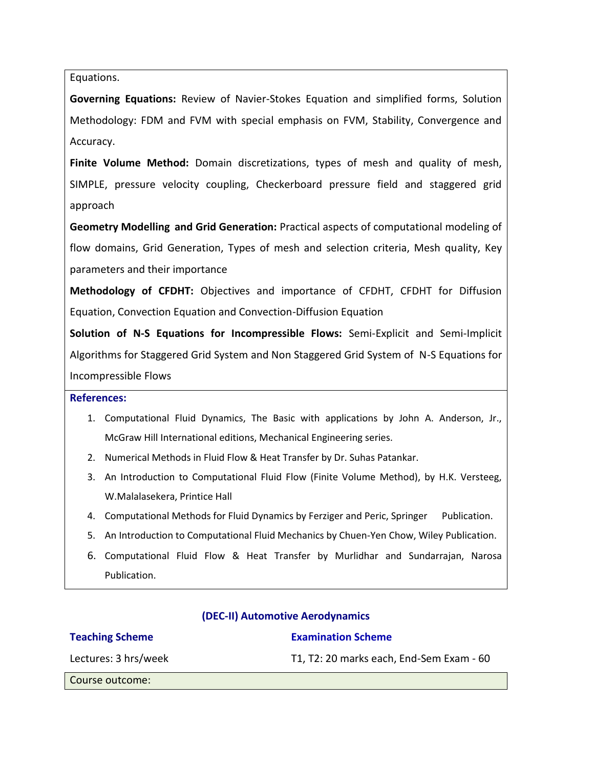Equations.

**Governing Equations:** Review of Navier-Stokes Equation and simplified forms, Solution Methodology: FDM and FVM with special emphasis on FVM, Stability, Convergence and Accuracy.

**Finite Volume Method:** Domain discretizations, types of mesh and quality of mesh, SIMPLE, pressure velocity coupling, Checkerboard pressure field and staggered grid approach

**Geometry Modelling and Grid Generation:** Practical aspects of computational modeling of flow domains, Grid Generation, Types of mesh and selection criteria, Mesh quality, Key parameters and their importance

**Methodology of CFDHT:** Objectives and importance of CFDHT, CFDHT for Diffusion Equation, Convection Equation and Convection-Diffusion Equation

**Solution of N-S Equations for Incompressible Flows:** Semi-Explicit and Semi-Implicit Algorithms for Staggered Grid System and Non Staggered Grid System of N-S Equations for Incompressible Flows

**References:**

1. Computational Fluid Dynamics, The Basic with applications by John A. Anderson, Jr., McGraw Hill International editions, Mechanical Engineering series.
2. Numerical Methods in Fluid Flow & Heat Transfer by Dr. Suhas Patankar.
3. An Introduction to Computational Fluid Flow (Finite Volume Method), by H.K. Versteeg, W.Malalasekera, Printice Hall
4. Computational Methods for Fluid Dynamics by Ferziger and Peric, Springer Publication.
5. An Introduction to Computational Fluid Mechanics by Chuen-Yen Chow, Wiley Publication.
6. Computational Fluid Flow & Heat Transfer by Murlidhar and Sundarrajan, Narosa Publication.

## (DEC-II) Automotive Aerodynamics

| **Teaching Scheme** | **Examination Scheme** |
|---|---|
| Lectures: 3 hrs/week | T1, T2: 20 marks each, End-Sem Exam - 60 |

Course outcome: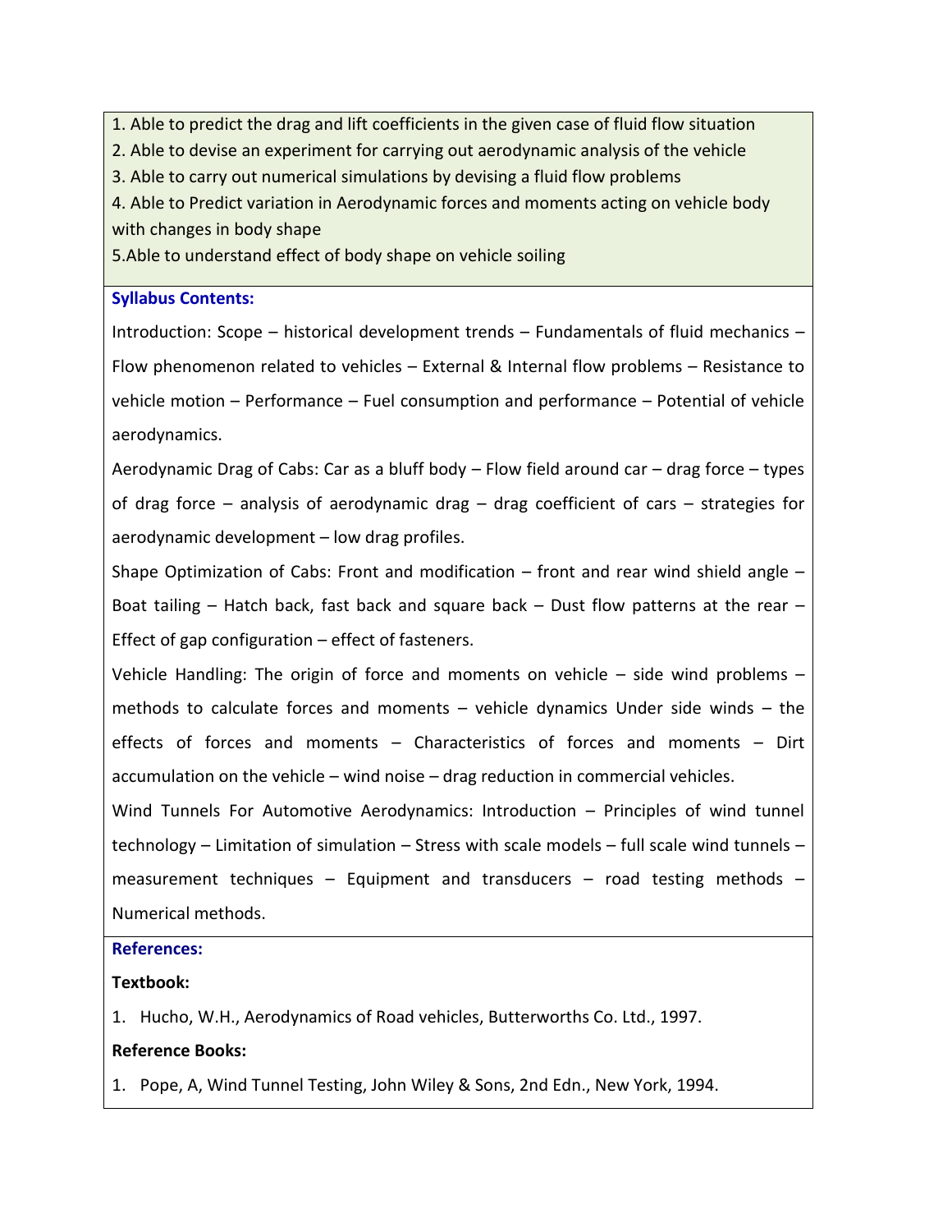1. Able to predict the drag and lift coefficients in the given case of fluid flow situation
2. Able to devise an experiment for carrying out aerodynamic analysis of the vehicle
3. Able to carry out numerical simulations by devising a fluid flow problems
4. Able to Predict variation in Aerodynamic forces and moments acting on vehicle body with changes in body shape
5. Able to understand effect of body shape on vehicle soiling

**Syllabus Contents:**

Introduction: Scope – historical development trends – Fundamentals of fluid mechanics – Flow phenomenon related to vehicles – External & Internal flow problems – Resistance to vehicle motion – Performance – Fuel consumption and performance – Potential of vehicle aerodynamics.

Aerodynamic Drag of Cabs: Car as a bluff body – Flow field around car – drag force – types of drag force – analysis of aerodynamic drag – drag coefficient of cars – strategies for aerodynamic development – low drag profiles.

Shape Optimization of Cabs: Front and modification – front and rear wind shield angle – Boat tailing – Hatch back, fast back and square back – Dust flow patterns at the rear – Effect of gap configuration – effect of fasteners.

Vehicle Handling: The origin of force and moments on vehicle – side wind problems – methods to calculate forces and moments – vehicle dynamics Under side winds – the effects of forces and moments – Characteristics of forces and moments – Dirt accumulation on the vehicle – wind noise – drag reduction in commercial vehicles.

Wind Tunnels For Automotive Aerodynamics: Introduction – Principles of wind tunnel technology – Limitation of simulation – Stress with scale models – full scale wind tunnels – measurement techniques – Equipment and transducers – road testing methods – Numerical methods.

**References:**

**Textbook:**

1. Hucho, W.H., Aerodynamics of Road vehicles, Butterworths Co. Ltd., 1997.

**Reference Books:**

1. Pope, A, Wind Tunnel Testing, John Wiley & Sons, 2nd Edn., New York, 1994.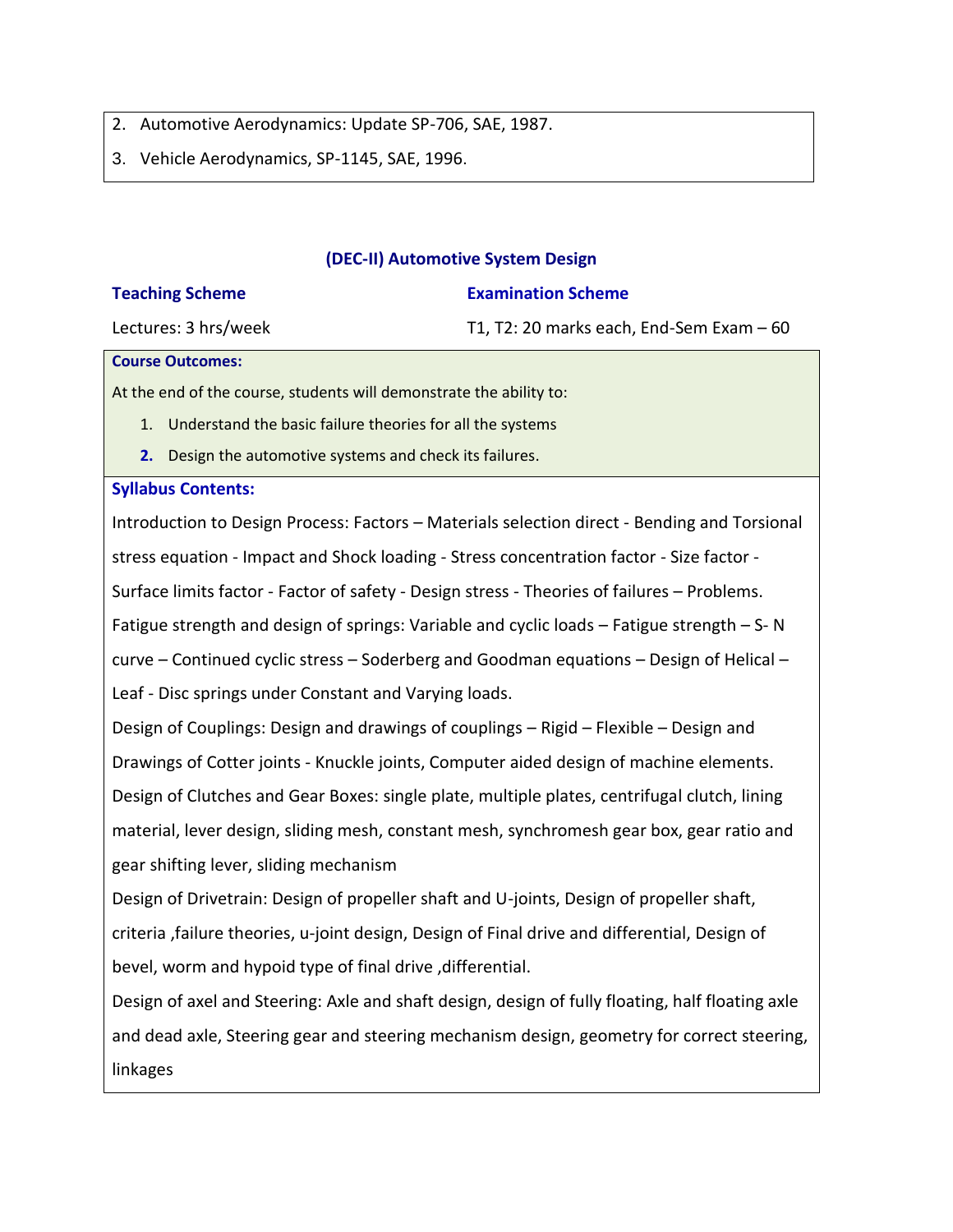2. Automotive Aerodynamics: Update SP-706, SAE, 1987.
3. Vehicle Aerodynamics, SP-1145, SAE, 1996.

## (DEC-II) Automotive System Design

**Teaching Scheme**
Lectures: 3 hrs/week

**Examination Scheme**
T1, T2: 20 marks each, End-Sem Exam – 60

**Course Outcomes:**

At the end of the course, students will demonstrate the ability to:

1. Understand the basic failure theories for all the systems
2. Design the automotive systems and check its failures.

**Syllabus Contents:**

Introduction to Design Process: Factors – Materials selection direct - Bending and Torsional stress equation - Impact and Shock loading - Stress concentration factor - Size factor - Surface limits factor - Factor of safety - Design stress - Theories of failures – Problems.

Fatigue strength and design of springs: Variable and cyclic loads – Fatigue strength – S- N curve – Continued cyclic stress – Soderberg and Goodman equations – Design of Helical – Leaf - Disc springs under Constant and Varying loads.

Design of Couplings: Design and drawings of couplings – Rigid – Flexible – Design and Drawings of Cotter joints - Knuckle joints, Computer aided design of machine elements.

Design of Clutches and Gear Boxes: single plate, multiple plates, centrifugal clutch, lining material, lever design, sliding mesh, constant mesh, synchromesh gear box, gear ratio and gear shifting lever, sliding mechanism

Design of Drivetrain: Design of propeller shaft and U-joints, Design of propeller shaft, criteria ,failure theories, u-joint design, Design of Final drive and differential, Design of bevel, worm and hypoid type of final drive ,differential.

Design of axel and Steering: Axle and shaft design, design of fully floating, half floating axle and dead axle, Steering gear and steering mechanism design, geometry for correct steering, linkages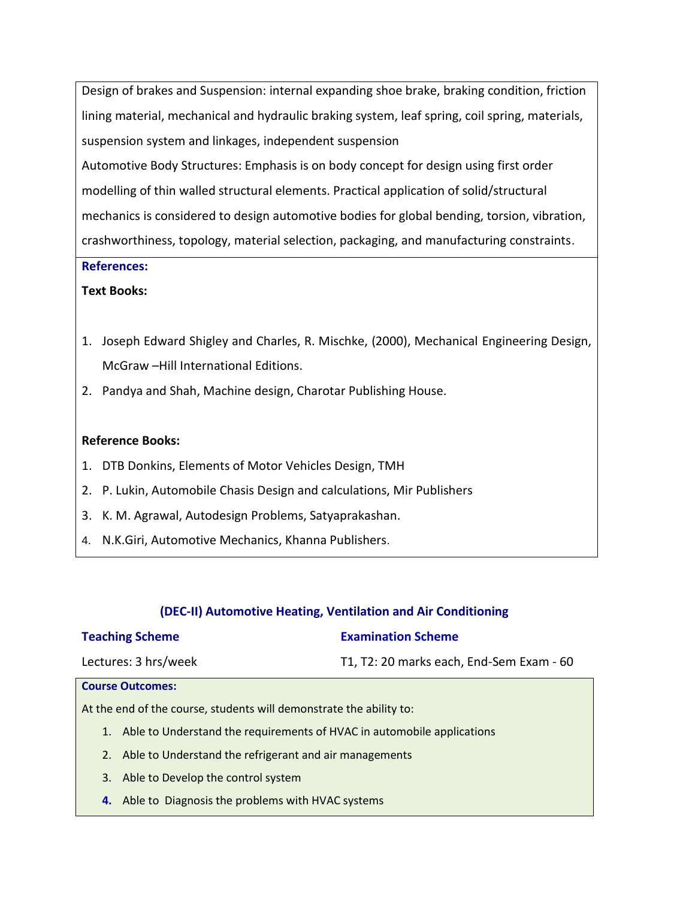Design of brakes and Suspension: internal expanding shoe brake, braking condition, friction lining material, mechanical and hydraulic braking system, leaf spring, coil spring, materials, suspension system and linkages, independent suspension

Automotive Body Structures: Emphasis is on body concept for design using first order modelling of thin walled structural elements. Practical application of solid/structural mechanics is considered to design automotive bodies for global bending, torsion, vibration, crashworthiness, topology, material selection, packaging, and manufacturing constraints.

**References:**

**Text Books:**

1. Joseph Edward Shigley and Charles, R. Mischke, (2000), Mechanical Engineering Design, McGraw –Hill International Editions.
2. Pandya and Shah, Machine design, Charotar Publishing House.

**Reference Books:**

1. DTB Donkins, Elements of Motor Vehicles Design, TMH
2. P. Lukin, Automobile Chasis Design and calculations, Mir Publishers
3. K. M. Agrawal, Autodesign Problems, Satyaprakashan.
4. N.K.Giri, Automotive Mechanics, Khanna Publishers.

## (DEC-II) Automotive Heating, Ventilation and Air Conditioning

| Teaching Scheme | Examination Scheme |
|---|---|
| Lectures: 3 hrs/week | T1, T2: 20 marks each, End-Sem Exam - 60 |

**Course Outcomes:**

At the end of the course, students will demonstrate the ability to:

1. Able to Understand the requirements of HVAC in automobile applications
2. Able to Understand the refrigerant and air managements
3. Able to Develop the control system
4. Able to Diagnosis the problems with HVAC systems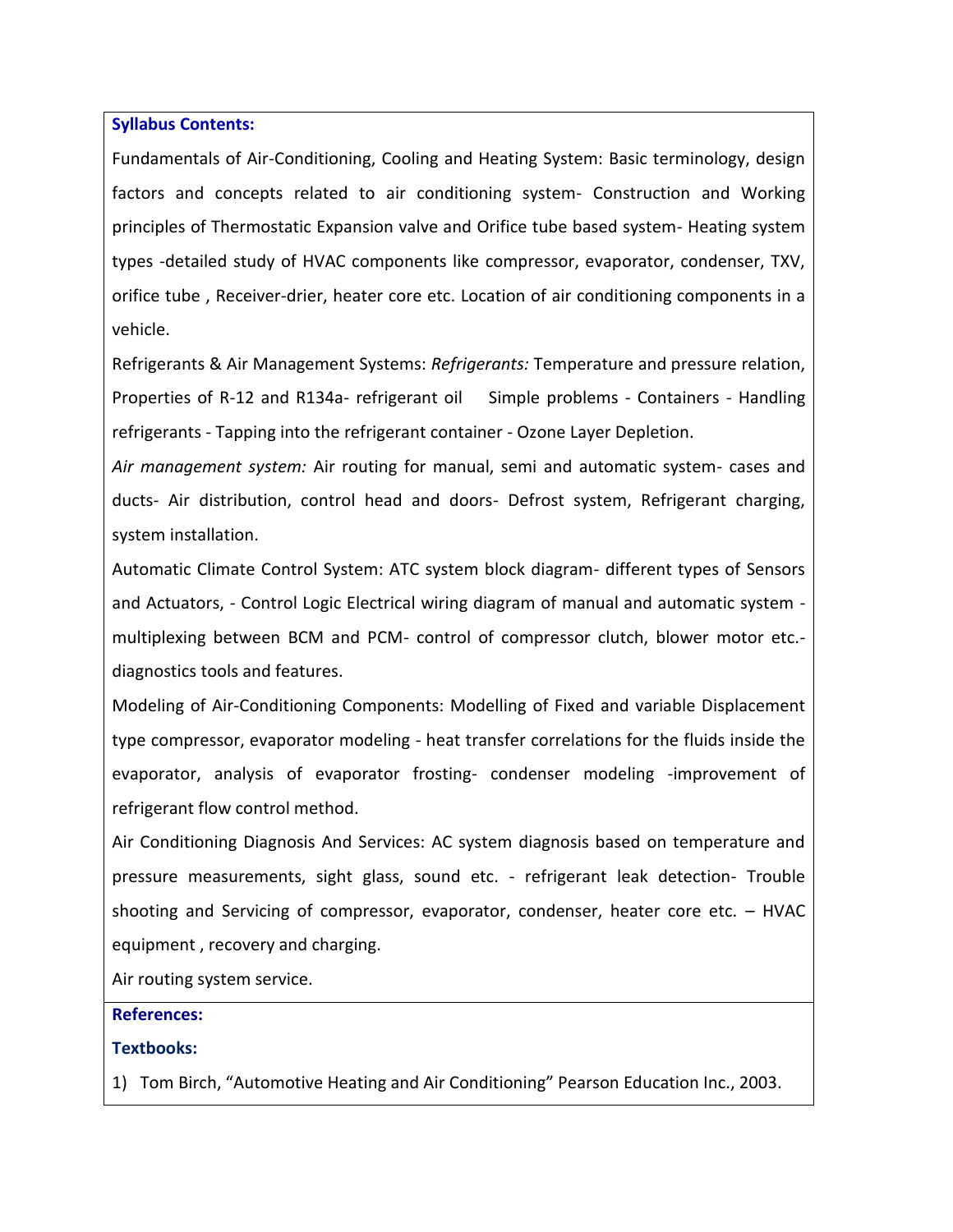**Syllabus Contents:**

Fundamentals of Air-Conditioning, Cooling and Heating System: Basic terminology, design factors and concepts related to air conditioning system- Construction and Working principles of Thermostatic Expansion valve and Orifice tube based system- Heating system types -detailed study of HVAC components like compressor, evaporator, condenser, TXV, orifice tube , Receiver-drier, heater core etc. Location of air conditioning components in a vehicle.

Refrigerants & Air Management Systems: *Refrigerants:* Temperature and pressure relation, Properties of R-12 and R134a- refrigerant oil Simple problems - Containers - Handling refrigerants - Tapping into the refrigerant container - Ozone Layer Depletion.

*Air management system:* Air routing for manual, semi and automatic system- cases and ducts- Air distribution, control head and doors- Defrost system, Refrigerant charging, system installation.

Automatic Climate Control System: ATC system block diagram- different types of Sensors and Actuators, - Control Logic Electrical wiring diagram of manual and automatic system - multiplexing between BCM and PCM- control of compressor clutch, blower motor etc.- diagnostics tools and features.

Modeling of Air-Conditioning Components: Modelling of Fixed and variable Displacement type compressor, evaporator modeling - heat transfer correlations for the fluids inside the evaporator, analysis of evaporator frosting- condenser modeling -improvement of refrigerant flow control method.

Air Conditioning Diagnosis And Services: AC system diagnosis based on temperature and pressure measurements, sight glass, sound etc. - refrigerant leak detection- Trouble shooting and Servicing of compressor, evaporator, condenser, heater core etc. – HVAC equipment , recovery and charging.

Air routing system service.

**References:**

**Textbooks:**

1) Tom Birch, "Automotive Heating and Air Conditioning" Pearson Education Inc., 2003.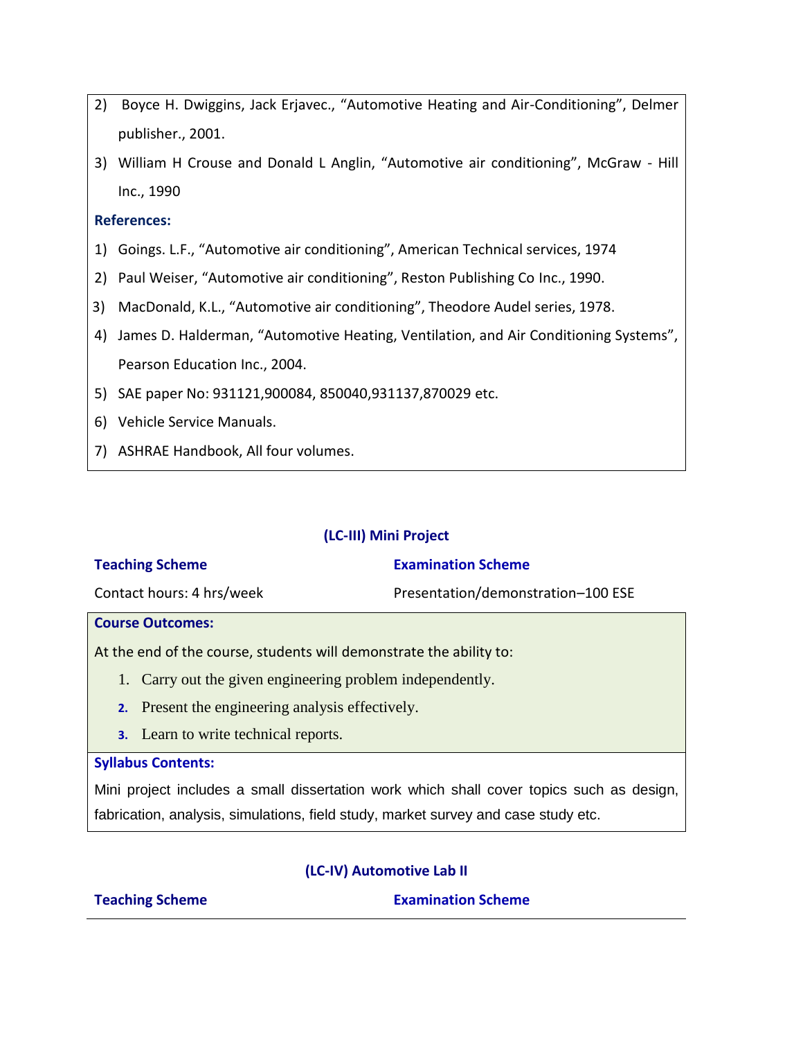2) Boyce H. Dwiggins, Jack Erjavec., "Automotive Heating and Air-Conditioning", Delmer publisher., 2001.
3) William H Crouse and Donald L Anglin, "Automotive air conditioning", McGraw - Hill Inc., 1990

**References:**

1) Goings. L.F., "Automotive air conditioning", American Technical services, 1974
2) Paul Weiser, "Automotive air conditioning", Reston Publishing Co Inc., 1990.
3) MacDonald, K.L., "Automotive air conditioning", Theodore Audel series, 1978.
4) James D. Halderman, "Automotive Heating, Ventilation, and Air Conditioning Systems", Pearson Education Inc., 2004.
5) SAE paper No: 931121,900084, 850040,931137,870029 etc.
6) Vehicle Service Manuals.
7) ASHRAE Handbook, All four volumes.

## (LC-III) Mini Project

| **Teaching Scheme** | **Examination Scheme** |
|---|---|
| Contact hours: 4 hrs/week | Presentation/demonstration–100 ESE |

**Course Outcomes:**

At the end of the course, students will demonstrate the ability to:

1. Carry out the given engineering problem independently.
2. Present the engineering analysis effectively.
3. Learn to write technical reports.

**Syllabus Contents:**

Mini project includes a small dissertation work which shall cover topics such as design, fabrication, analysis, simulations, field study, market survey and case study etc.

## (LC-IV) Automotive Lab II

| **Teaching Scheme** | **Examination Scheme** |
|---|---|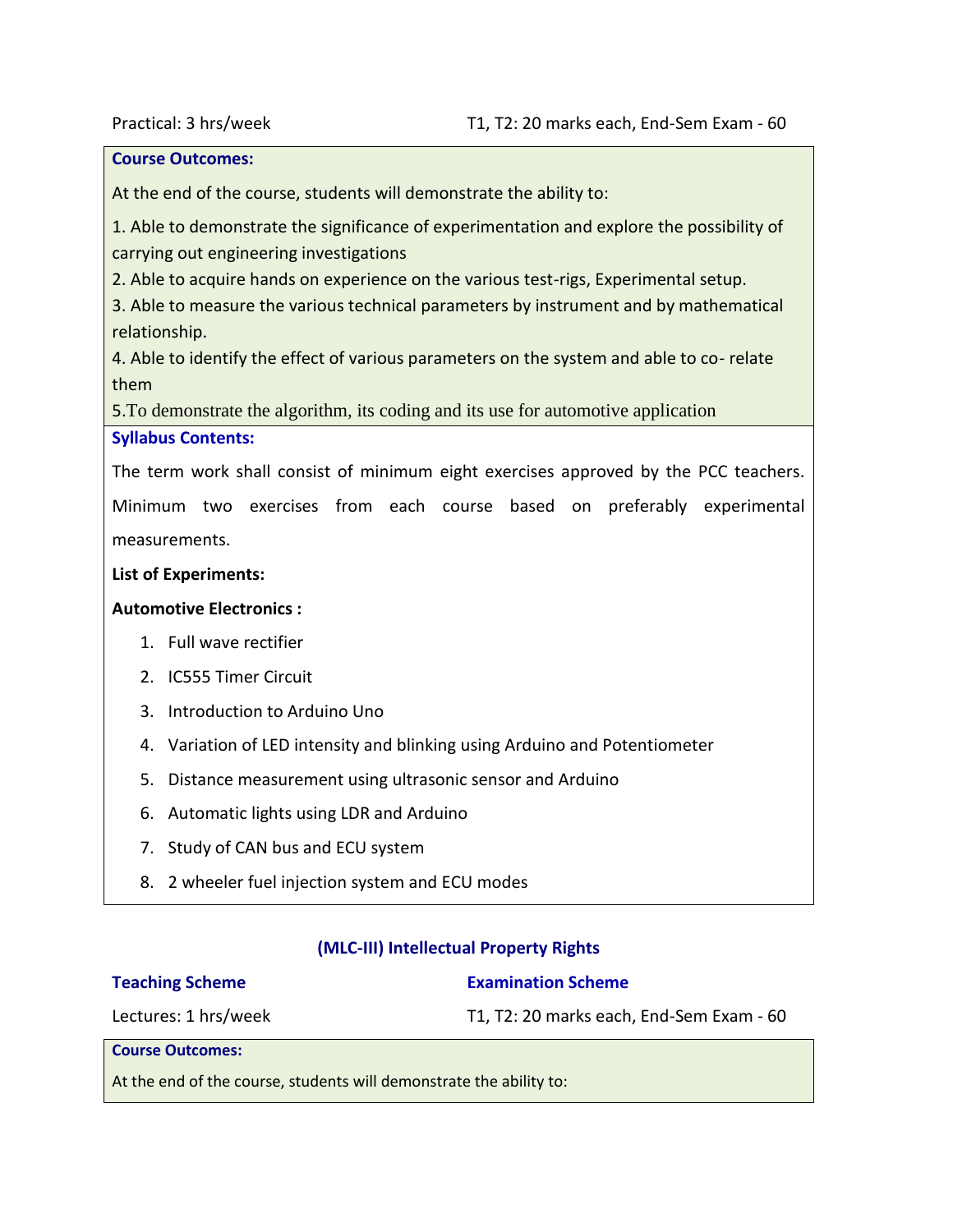Practical: 3 hrs/week | T1, T2: 20 marks each, End-Sem Exam - 60

**Course Outcomes:**

At the end of the course, students will demonstrate the ability to:

1. Able to demonstrate the significance of experimentation and explore the possibility of carrying out engineering investigations
2. Able to acquire hands on experience on the various test-rigs, Experimental setup.
3. Able to measure the various technical parameters by instrument and by mathematical relationship.
4. Able to identify the effect of various parameters on the system and able to co- relate them
5. To demonstrate the algorithm, its coding and its use for automotive application

**Syllabus Contents:**

The term work shall consist of minimum eight exercises approved by the PCC teachers. Minimum two exercises from each course based on preferably experimental measurements.

**List of Experiments:**

**Automotive Electronics :**

1. Full wave rectifier
2. IC555 Timer Circuit
3. Introduction to Arduino Uno
4. Variation of LED intensity and blinking using Arduino and Potentiometer
5. Distance measurement using ultrasonic sensor and Arduino
6. Automatic lights using LDR and Arduino
7. Study of CAN bus and ECU system
8. 2 wheeler fuel injection system and ECU modes

## (MLC-III) Intellectual Property Rights

| Teaching Scheme | Examination Scheme |
|---|---|
| Lectures: 1 hrs/week | T1, T2: 20 marks each, End-Sem Exam - 60 |

**Course Outcomes:**

At the end of the course, students will demonstrate the ability to: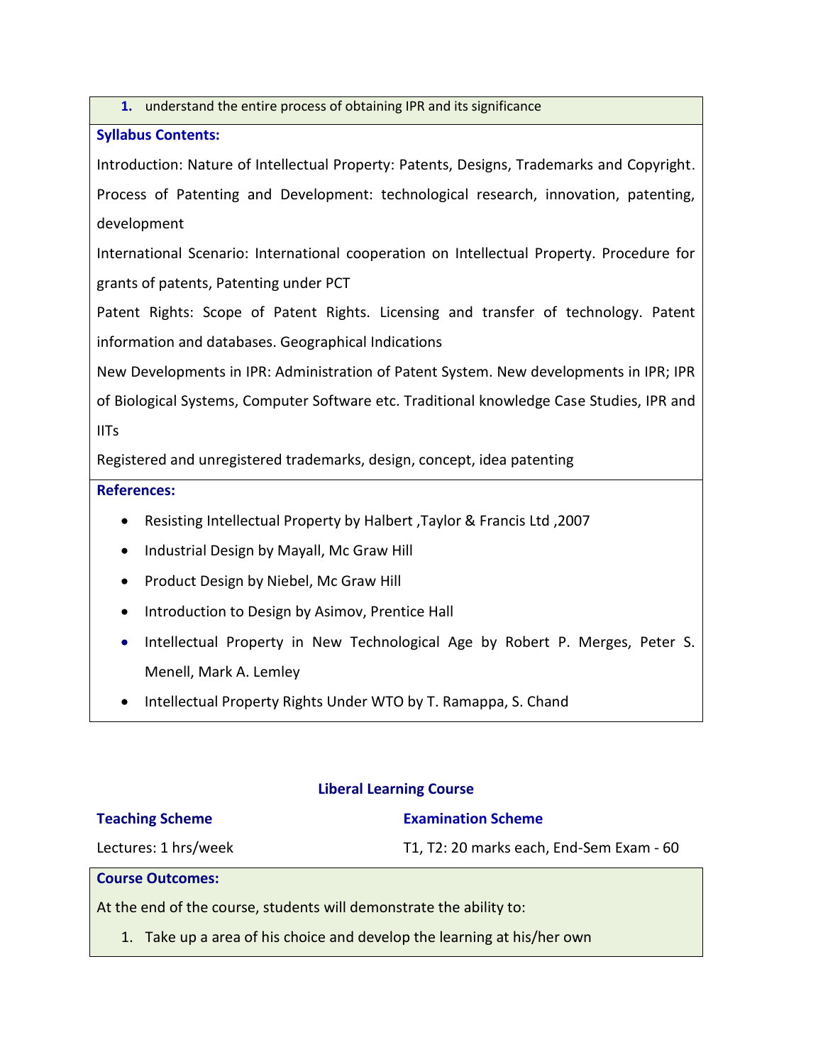1. understand the entire process of obtaining IPR and its significance

**Syllabus Contents:**

Introduction: Nature of Intellectual Property: Patents, Designs, Trademarks and Copyright. Process of Patenting and Development: technological research, innovation, patenting, development

International Scenario: International cooperation on Intellectual Property. Procedure for grants of patents, Patenting under PCT

Patent Rights: Scope of Patent Rights. Licensing and transfer of technology. Patent information and databases. Geographical Indications

New Developments in IPR: Administration of Patent System. New developments in IPR; IPR of Biological Systems, Computer Software etc. Traditional knowledge Case Studies, IPR and IITs

Registered and unregistered trademarks, design, concept, idea patenting

**References:**

- Resisting Intellectual Property by Halbert ,Taylor & Francis Ltd ,2007
- Industrial Design by Mayall, Mc Graw Hill
- Product Design by Niebel, Mc Graw Hill
- Introduction to Design by Asimov, Prentice Hall
- Intellectual Property in New Technological Age by Robert P. Merges, Peter S. Menell, Mark A. Lemley
- Intellectual Property Rights Under WTO by T. Ramappa, S. Chand

## Liberal Learning Course

| **Teaching Scheme** | **Examination Scheme** |
|---|---|
| Lectures: 1 hrs/week | T1, T2: 20 marks each, End-Sem Exam - 60 |

**Course Outcomes:**

At the end of the course, students will demonstrate the ability to:

1. Take up a area of his choice and develop the learning at his/her own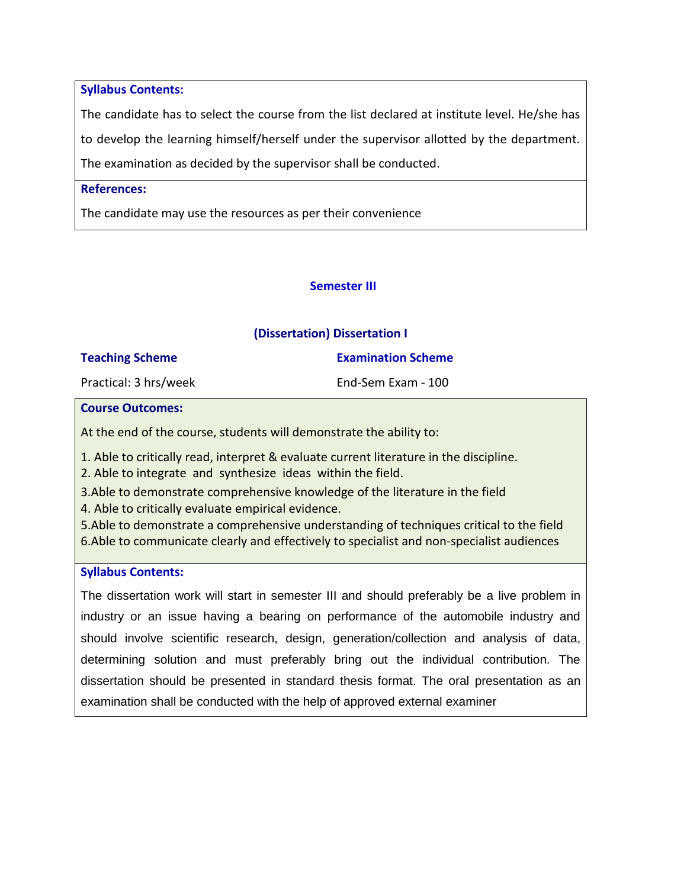**Syllabus Contents:**

The candidate has to select the course from the list declared at institute level. He/she has to develop the learning himself/herself under the supervisor allotted by the department. The examination as decided by the supervisor shall be conducted.

**References:**

The candidate may use the resources as per their convenience

## Semester III

### (Dissertation) Dissertation I

| Teaching Scheme | Examination Scheme |
|---|---|
| Practical: 3 hrs/week | End-Sem Exam - 100 |

**Course Outcomes:**

At the end of the course, students will demonstrate the ability to:

1. Able to critically read, interpret & evaluate current literature in the discipline.
2. Able to integrate and synthesize ideas within the field.
3. Able to demonstrate comprehensive knowledge of the literature in the field
4. Able to critically evaluate empirical evidence.
5. Able to demonstrate a comprehensive understanding of techniques critical to the field
6. Able to communicate clearly and effectively to specialist and non-specialist audiences

**Syllabus Contents:**

The dissertation work will start in semester III and should preferably be a live problem in industry or an issue having a bearing on performance of the automobile industry and should involve scientific research, design, generation/collection and analysis of data, determining solution and must preferably bring out the individual contribution. The dissertation should be presented in standard thesis format. The oral presentation as an examination shall be conducted with the help of approved external examiner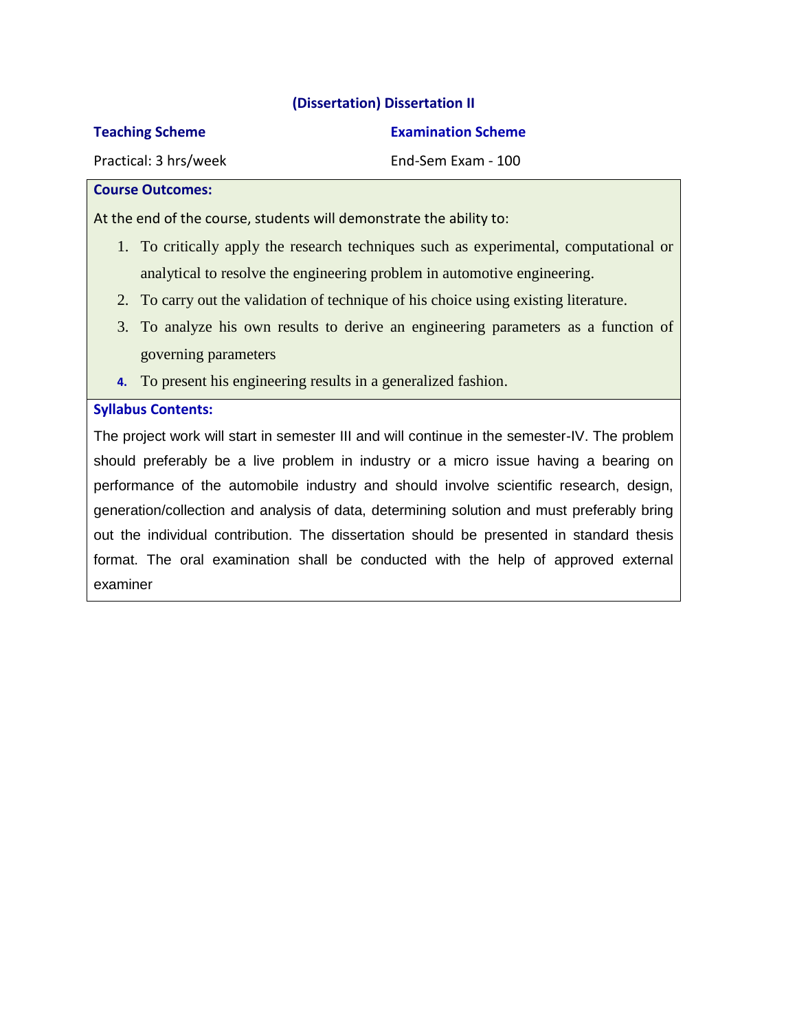## (Dissertation) Dissertation II

| **Teaching Scheme** | **Examination Scheme** |
|---|---|
| Practical: 3 hrs/week | End-Sem Exam - 100 |

**Course Outcomes:**

At the end of the course, students will demonstrate the ability to:

1. To critically apply the research techniques such as experimental, computational or analytical to resolve the engineering problem in automotive engineering.
2. To carry out the validation of technique of his choice using existing literature.
3. To analyze his own results to derive an engineering parameters as a function of governing parameters
4. To present his engineering results in a generalized fashion.

**Syllabus Contents:**

The project work will start in semester III and will continue in the semester-IV. The problem should preferably be a live problem in industry or a micro issue having a bearing on performance of the automobile industry and should involve scientific research, design, generation/collection and analysis of data, determining solution and must preferably bring out the individual contribution. The dissertation should be presented in standard thesis format. The oral examination shall be conducted with the help of approved external examiner